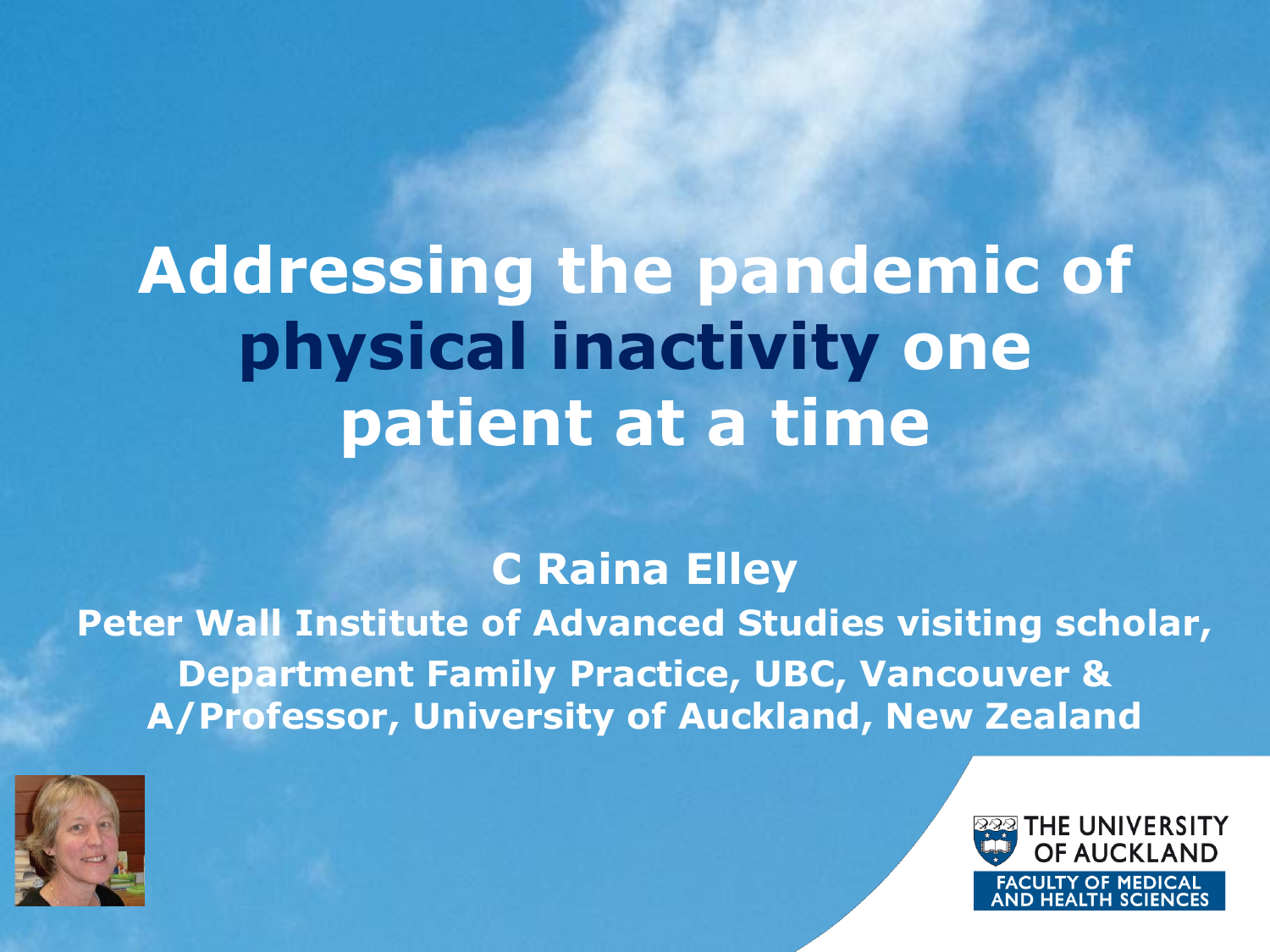# Addressing the pandemic of physical inactivity one patient at a time

**C Raina Elley**

**Peter Wall Institute of Advanced Studies visiting scholar, Department Family Practice, UBC, Vancouver & A/Professor, University of Auckland, New Zealand**

THE UNIVERSITY OF AUCKLAND
FACULTY OF MEDICAL AND HEALTH SCIENCES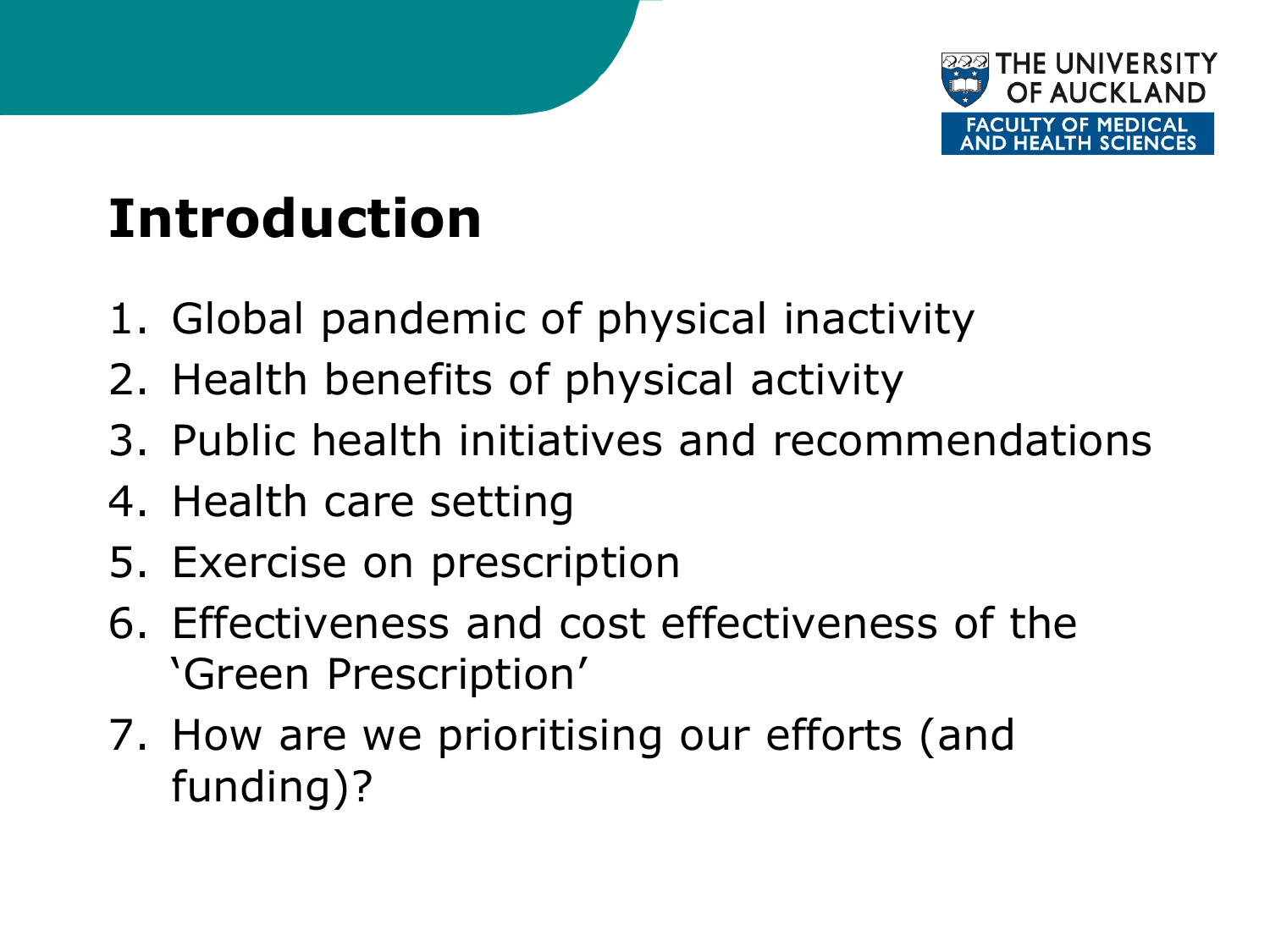# Introduction

1. Global pandemic of physical inactivity
2. Health benefits of physical activity
3. Public health initiatives and recommendations
4. Health care setting
5. Exercise on prescription
6. Effectiveness and cost effectiveness of the 'Green Prescription'
7. How are we prioritising our efforts (and funding)?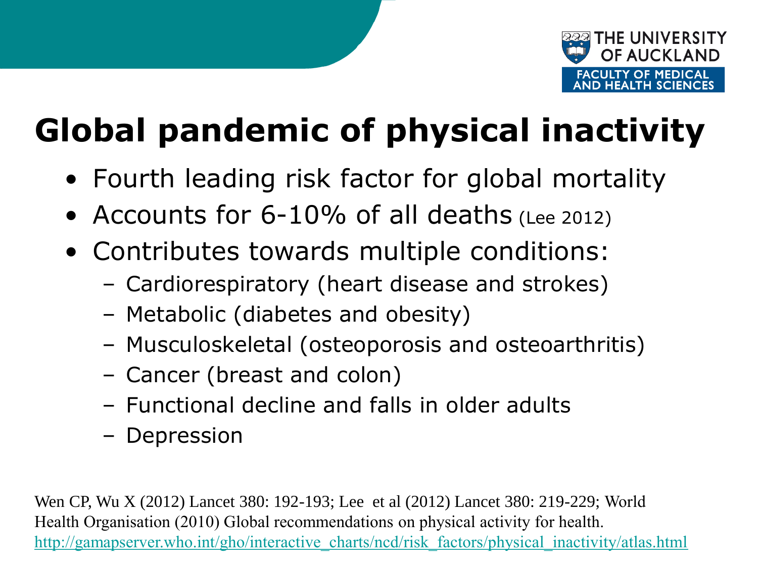# Global pandemic of physical inactivity

- Fourth leading risk factor for global mortality
- Accounts for 6-10% of all deaths (Lee 2012)
- Contributes towards multiple conditions:
  - Cardiorespiratory (heart disease and strokes)
  - Metabolic (diabetes and obesity)
  - Musculoskeletal (osteoporosis and osteoarthritis)
  - Cancer (breast and colon)
  - Functional decline and falls in older adults
  - Depression

Wen CP, Wu X (2012) Lancet 380: 192-193; Lee et al (2012) Lancet 380: 219-229; World Health Organisation (2010) Global recommendations on physical activity for health. http://gamapserver.who.int/gho/interactive_charts/ncd/risk_factors/physical_inactivity/atlas.html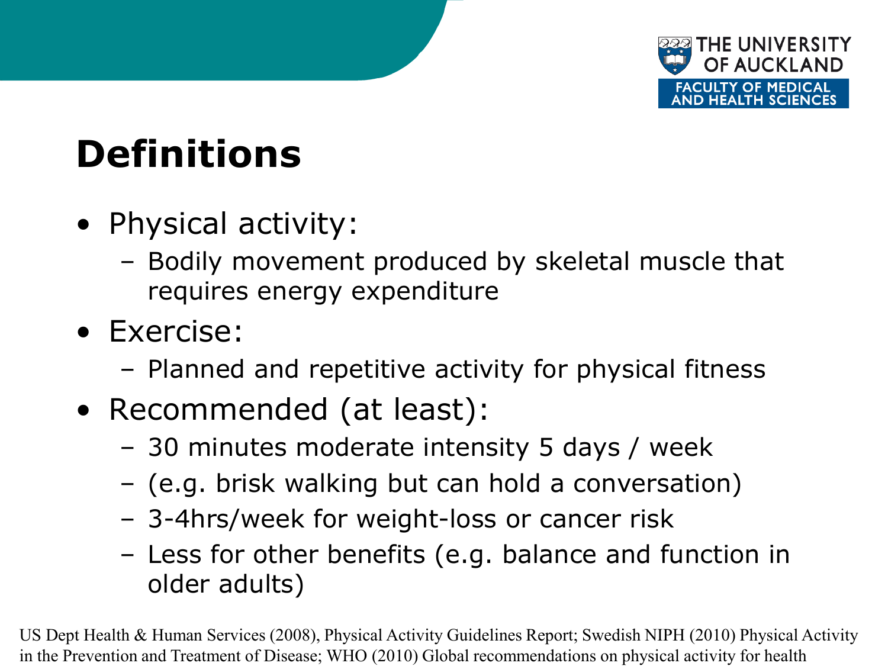# Definitions

- Physical activity:
  - Bodily movement produced by skeletal muscle that requires energy expenditure
- Exercise:
  - Planned and repetitive activity for physical fitness
- Recommended (at least):
  - 30 minutes moderate intensity 5 days / week
  - (e.g. brisk walking but can hold a conversation)
  - 3-4hrs/week for weight-loss or cancer risk
  - Less for other benefits (e.g. balance and function in older adults)

US Dept Health & Human Services (2008), Physical Activity Guidelines Report; Swedish NIPH (2010) Physical Activity in the Prevention and Treatment of Disease; WHO (2010) Global recommendations on physical activity for health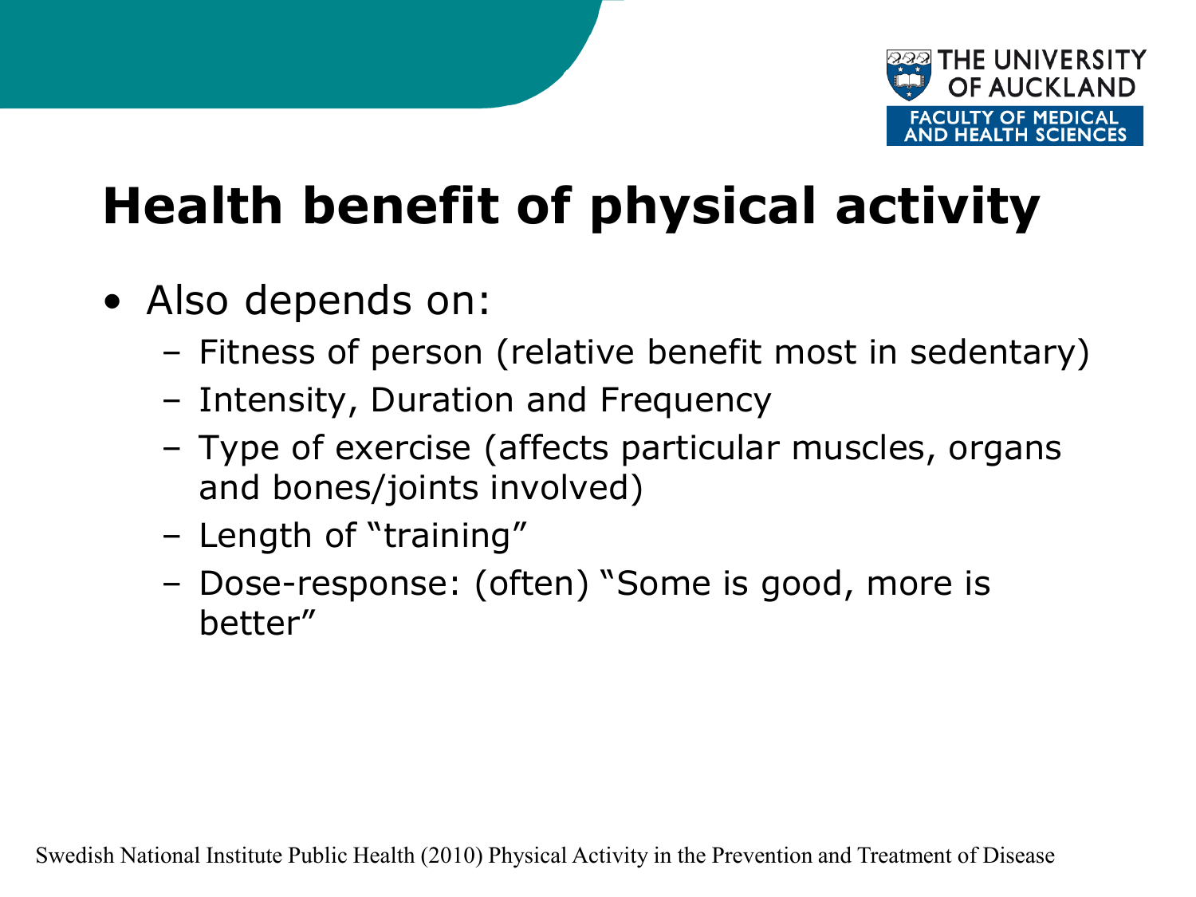# Health benefit of physical activity

- Also depends on:
  - Fitness of person (relative benefit most in sedentary)
  - Intensity, Duration and Frequency
  - Type of exercise (affects particular muscles, organs and bones/joints involved)
  - Length of "training"
  - Dose-response: (often) "Some is good, more is better"

Swedish National Institute Public Health (2010) Physical Activity in the Prevention and Treatment of Disease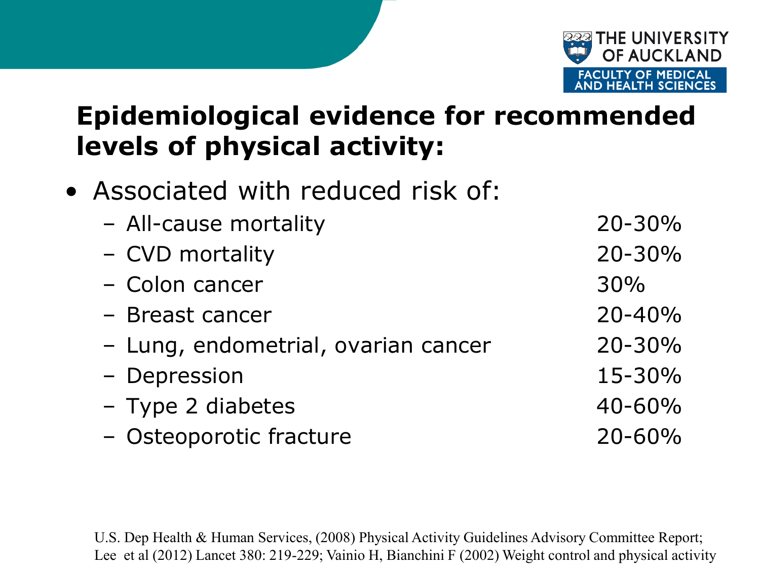## Epidemiological evidence for recommended levels of physical activity:

- Associated with reduced risk of:
  - All-cause mortality 20-30%
  - CVD mortality 20-30%
  - Colon cancer 30%
  - Breast cancer 20-40%
  - Lung, endometrial, ovarian cancer 20-30%
  - Depression 15-30%
  - Type 2 diabetes 40-60%
  - Osteoporotic fracture 20-60%

U.S. Dep Health & Human Services, (2008) Physical Activity Guidelines Advisory Committee Report; Lee et al (2012) Lancet 380: 219-229; Vainio H, Bianchini F (2002) Weight control and physical activity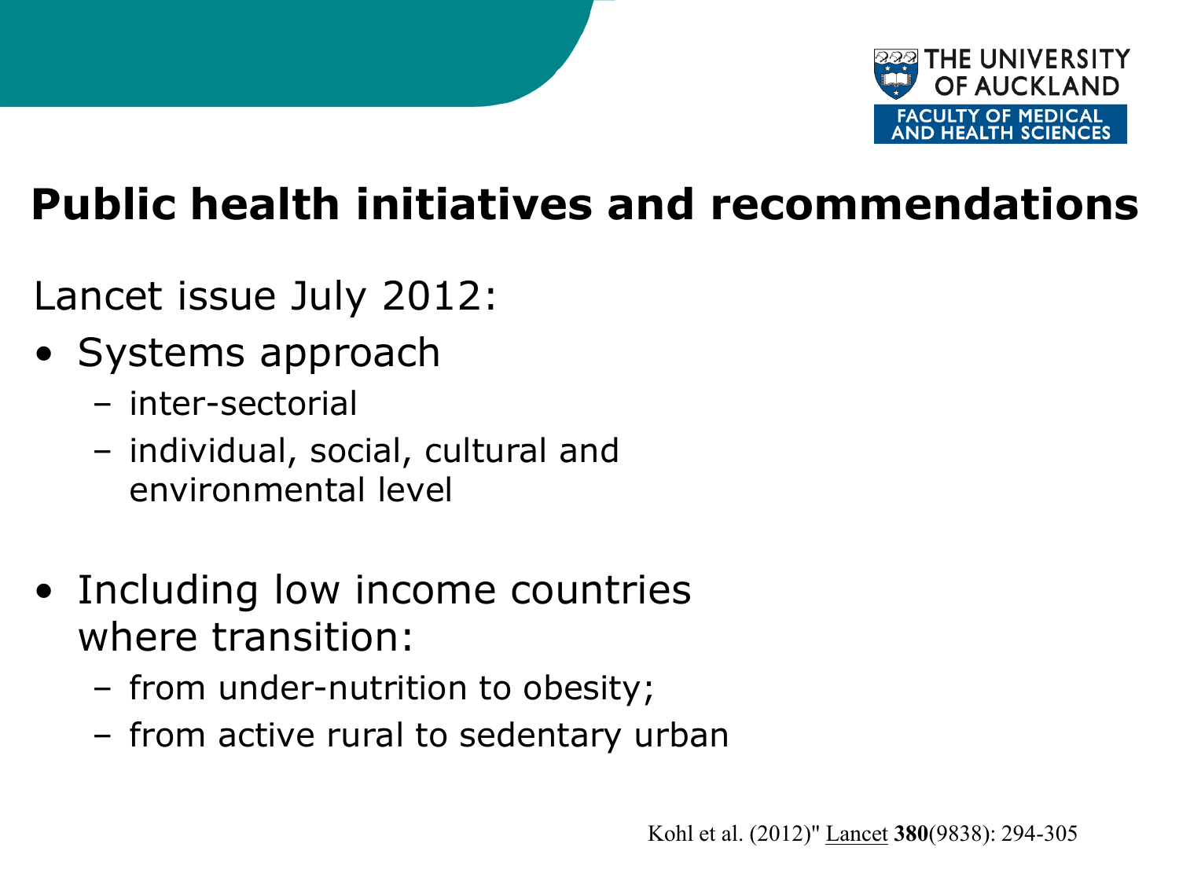# Public health initiatives and recommendations

Lancet issue July 2012:

- Systems approach
  - inter-sectorial
  - individual, social, cultural and environmental level

- Including low income countries where transition:
  - from under-nutrition to obesity;
  - from active rural to sedentary urban

Kohl et al. (2012)" Lancet **380**(9838): 294-305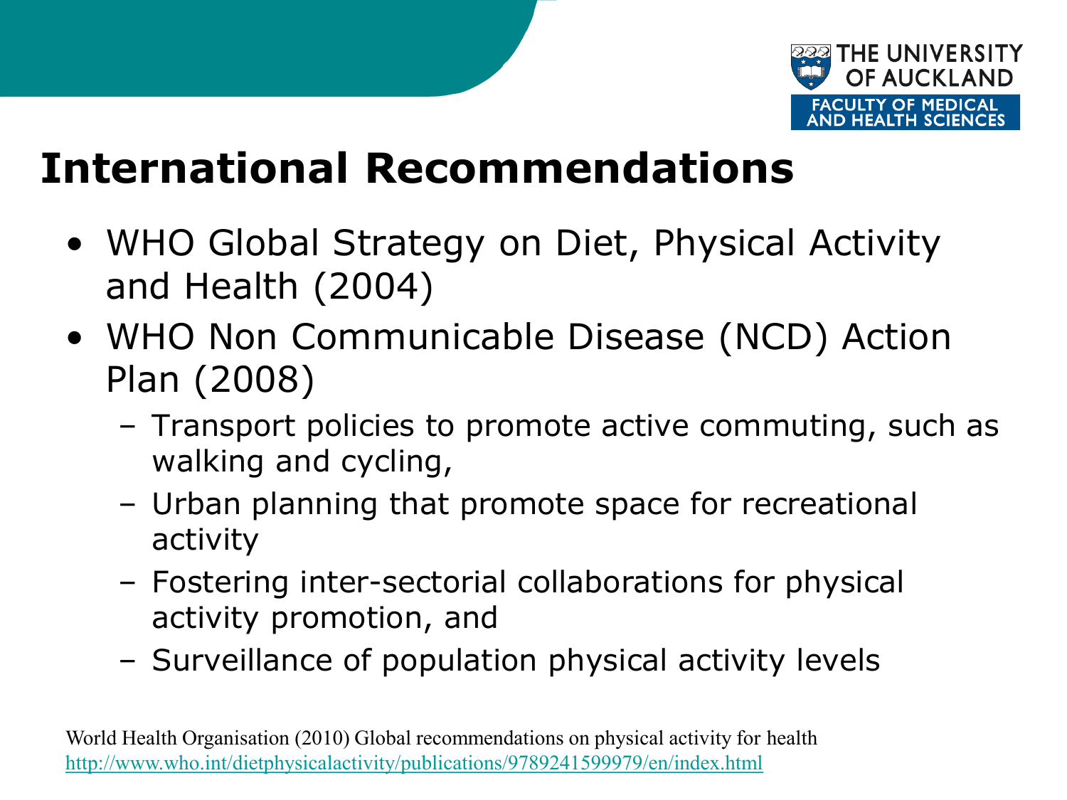# International Recommendations

- WHO Global Strategy on Diet, Physical Activity and Health (2004)
- WHO Non Communicable Disease (NCD) Action Plan (2008)
  - Transport policies to promote active commuting, such as walking and cycling,
  - Urban planning that promote space for recreational activity
  - Fostering inter-sectorial collaborations for physical activity promotion, and
  - Surveillance of population physical activity levels

World Health Organisation (2010) Global recommendations on physical activity for health
http://www.who.int/dietphysicalactivity/publications/9789241599979/en/index.html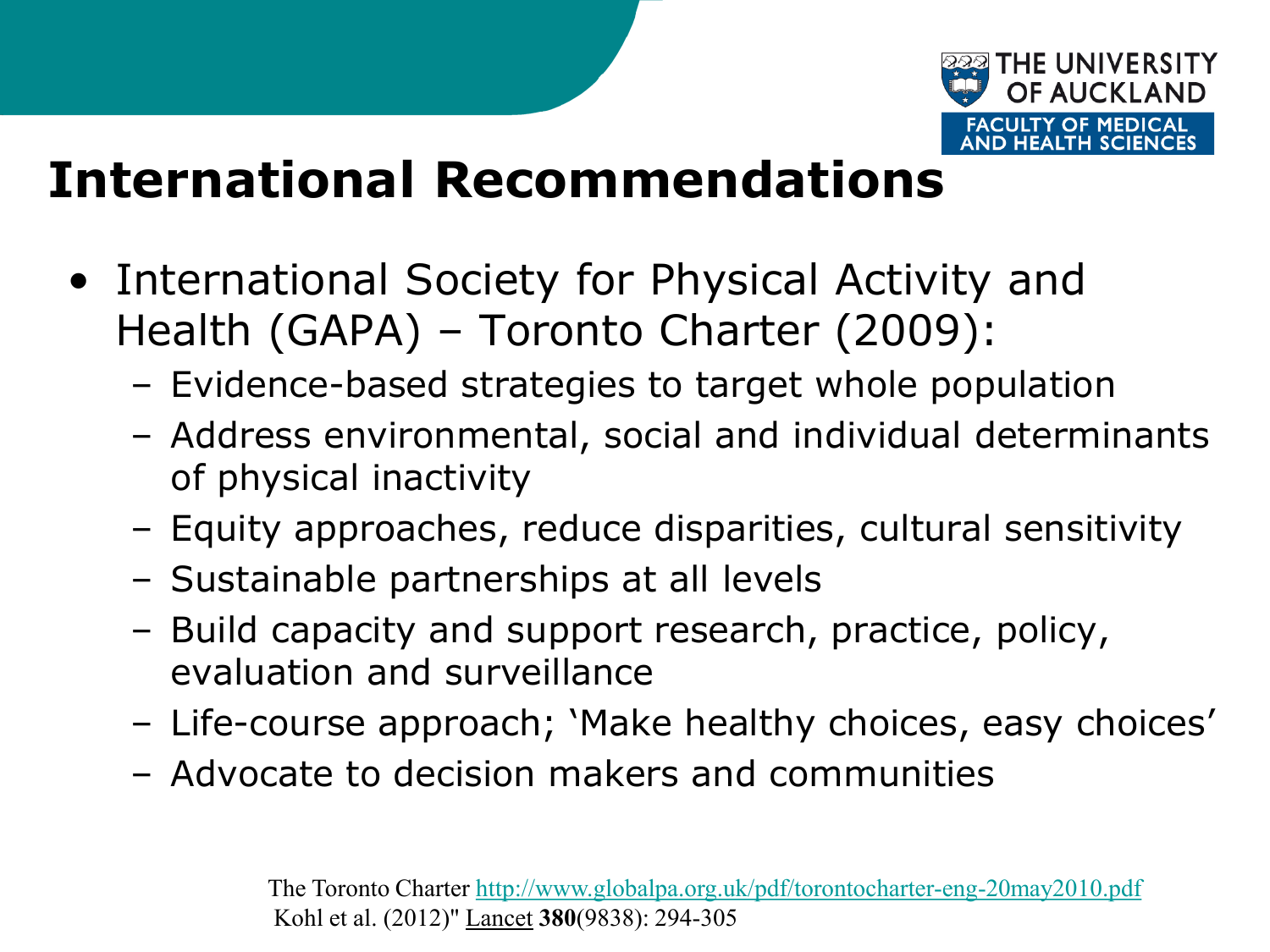# International Recommendations

- International Society for Physical Activity and Health (GAPA) – Toronto Charter (2009):
  - Evidence-based strategies to target whole population
  - Address environmental, social and individual determinants of physical inactivity
  - Equity approaches, reduce disparities, cultural sensitivity
  - Sustainable partnerships at all levels
  - Build capacity and support research, practice, policy, evaluation and surveillance
  - Life-course approach; 'Make healthy choices, easy choices'
  - Advocate to decision makers and communities

The Toronto Charter http://www.globalpa.org.uk/pdf/torontocharter-eng-20may2010.pdf

Kohl et al. (2012)" Lancet **380**(9838): 294-305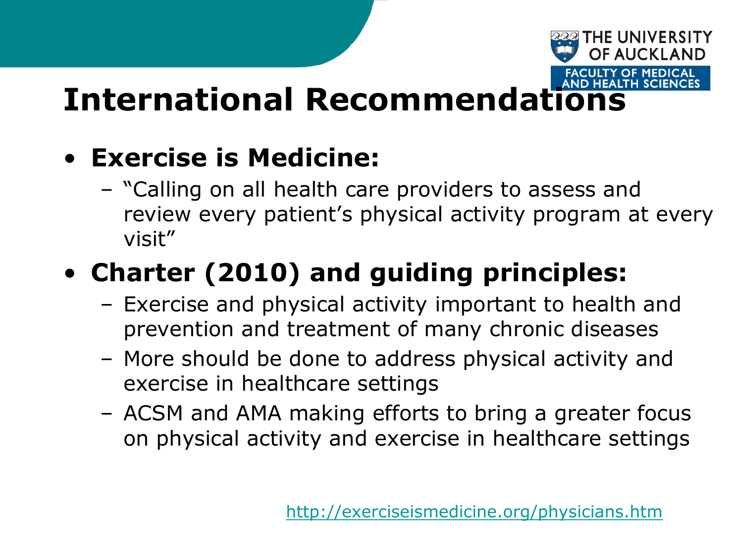# International Recommendations

- **Exercise is Medicine:**
  - "Calling on all health care providers to assess and review every patient's physical activity program at every visit"
- **Charter (2010) and guiding principles:**
  - Exercise and physical activity important to health and prevention and treatment of many chronic diseases
  - More should be done to address physical activity and exercise in healthcare settings
  - ACSM and AMA making efforts to bring a greater focus on physical activity and exercise in healthcare settings

http://exerciseismedicine.org/physicians.htm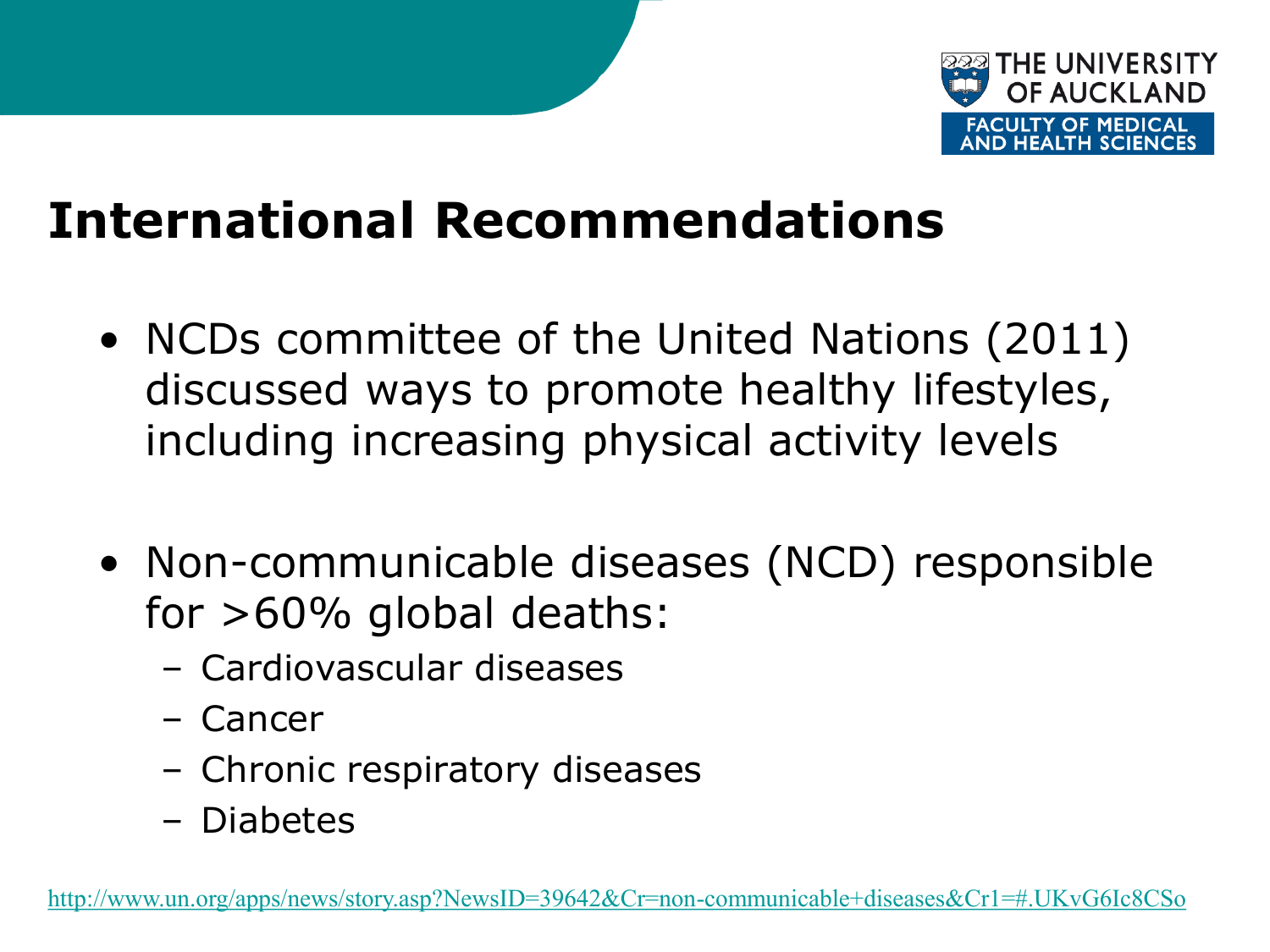# International Recommendations

- NCDs committee of the United Nations (2011) discussed ways to promote healthy lifestyles, including increasing physical activity levels

- Non-communicable diseases (NCD) responsible for >60% global deaths:
  - Cardiovascular diseases
  - Cancer
  - Chronic respiratory diseases
  - Diabetes

http://www.un.org/apps/news/story.asp?NewsID=39642&Cr=non-communicable+diseases&Cr1=#.UKvG6Ic8CSo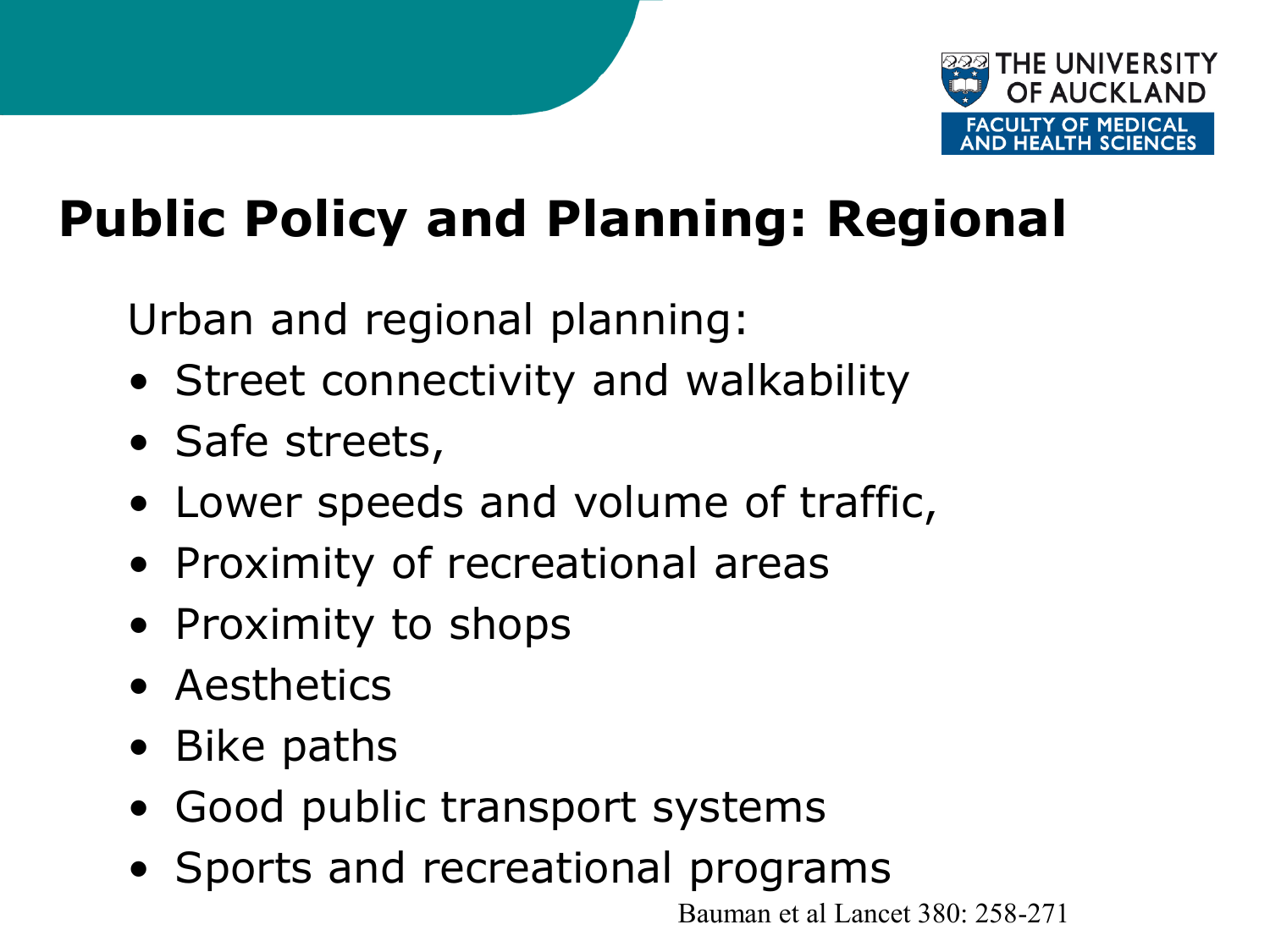# Public Policy and Planning: Regional

Urban and regional planning:

- Street connectivity and walkability
- Safe streets,
- Lower speeds and volume of traffic,
- Proximity of recreational areas
- Proximity to shops
- Aesthetics
- Bike paths
- Good public transport systems
- Sports and recreational programs

Bauman et al Lancet 380: 258-271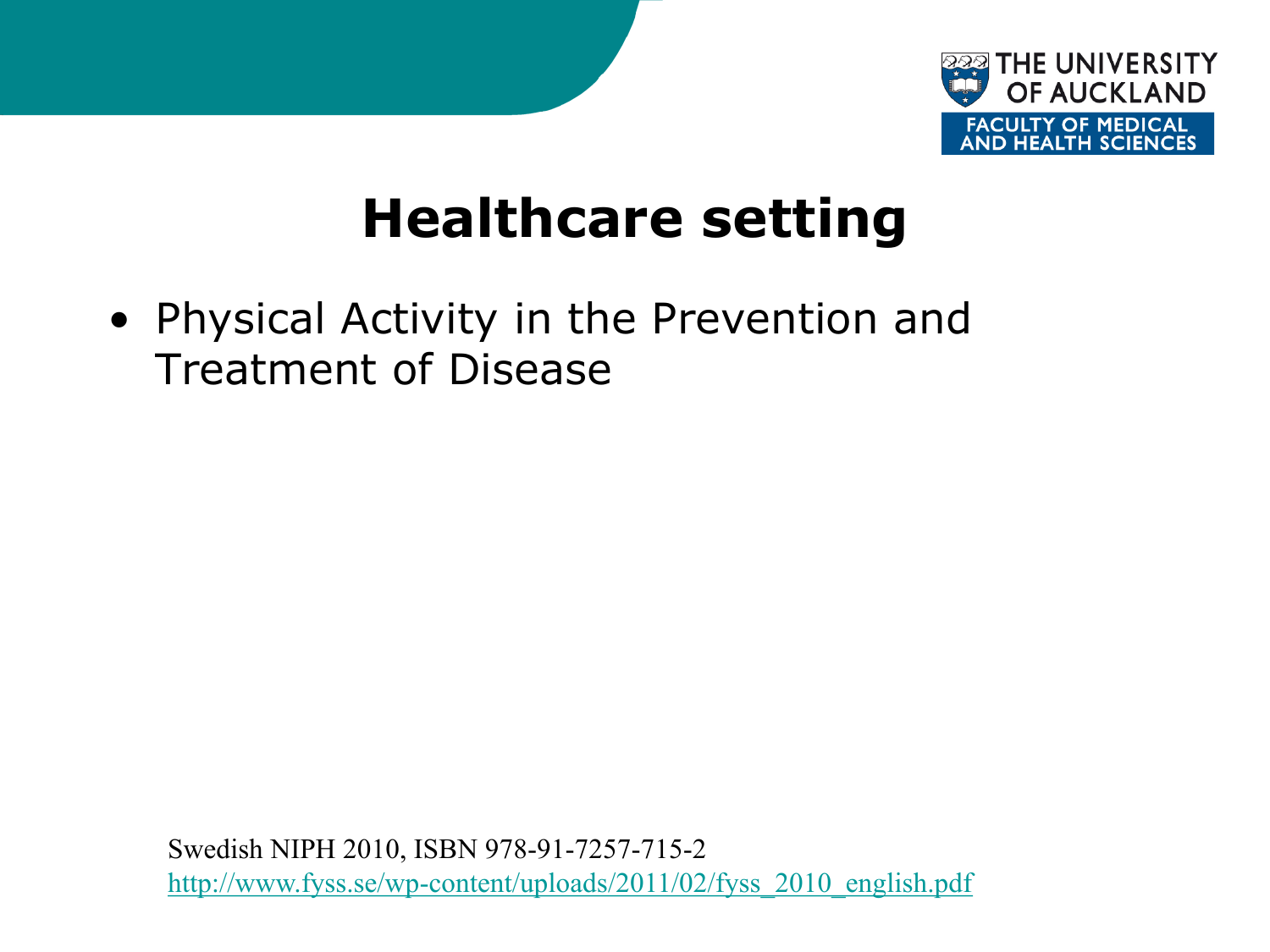# Healthcare setting

- Physical Activity in the Prevention and Treatment of Disease

Swedish NIPH 2010, ISBN 978-91-7257-715-2
http://www.fyss.se/wp-content/uploads/2011/02/fyss_2010_english.pdf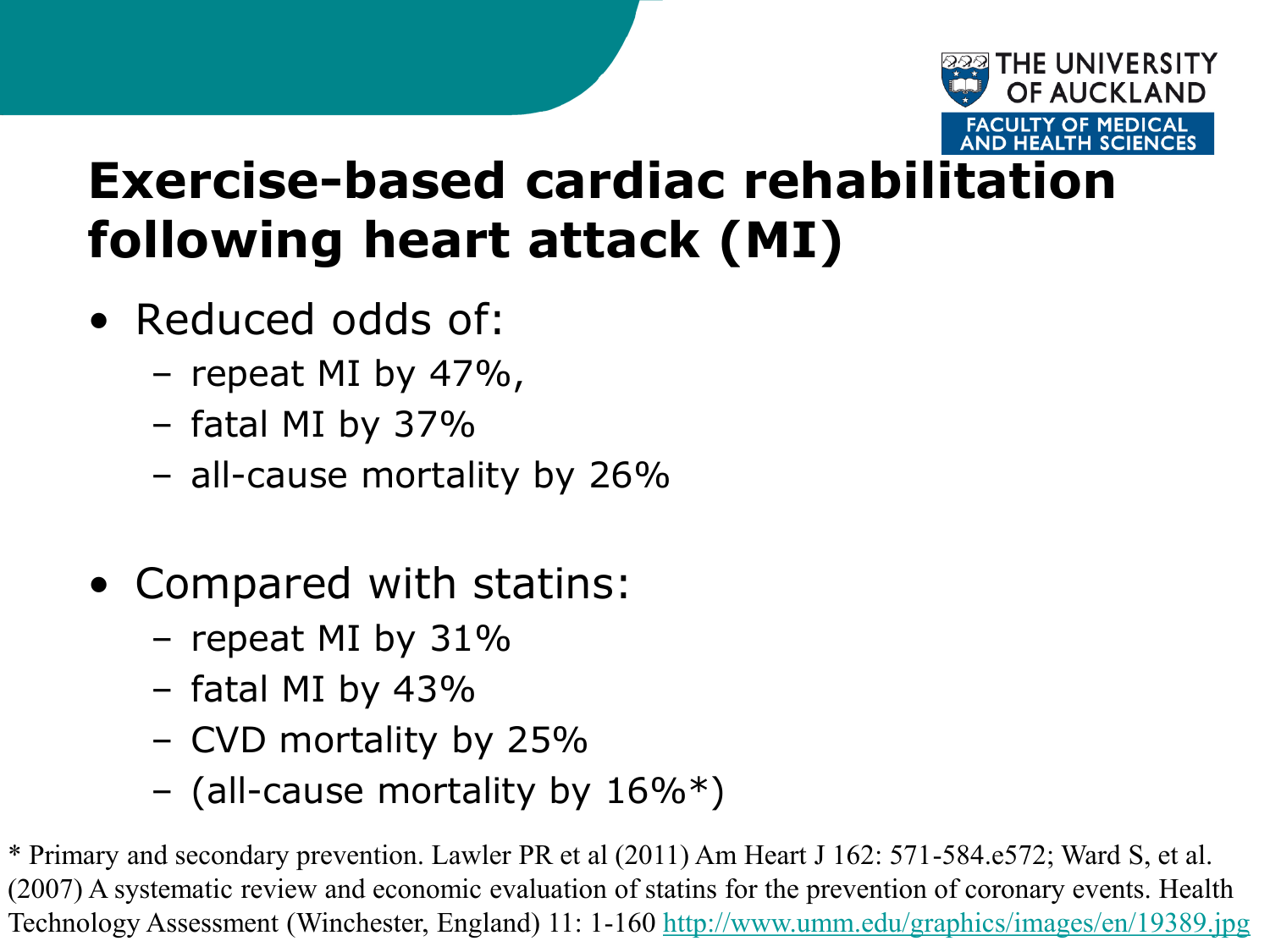# Exercise-based cardiac rehabilitation following heart attack (MI)

- Reduced odds of:
  - repeat MI by 47%,
  - fatal MI by 37%
  - all-cause mortality by 26%

- Compared with statins:
  - repeat MI by 31%
  - fatal MI by 43%
  - CVD mortality by 25%
  - (all-cause mortality by 16%*)

* Primary and secondary prevention. Lawler PR et al (2011) Am Heart J 162: 571-584.e572; Ward S, et al. (2007) A systematic review and economic evaluation of statins for the prevention of coronary events. Health Technology Assessment (Winchester, England) 11: 1-160 http://www.umm.edu/graphics/images/en/19389.jpg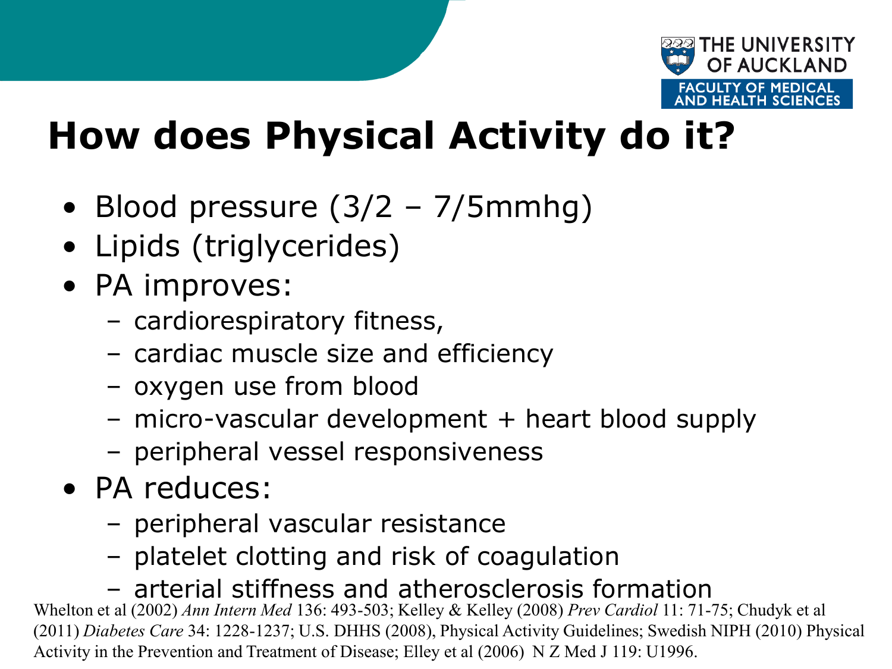# How does Physical Activity do it?

- Blood pressure (3/2 – 7/5mmhg)
- Lipids (triglycerides)
- PA improves:
  - cardiorespiratory fitness,
  - cardiac muscle size and efficiency
  - oxygen use from blood
  - micro-vascular development + heart blood supply
  - peripheral vessel responsiveness
- PA reduces:
  - peripheral vascular resistance
  - platelet clotting and risk of coagulation
  - arterial stiffness and atherosclerosis formation

Whelton et al (2002) *Ann Intern Med* 136: 493-503; Kelley & Kelley (2008) *Prev Cardiol* 11: 71-75; Chudyk et al (2011) *Diabetes Care* 34: 1228-1237; U.S. DHHS (2008), Physical Activity Guidelines; Swedish NIPH (2010) Physical Activity in the Prevention and Treatment of Disease; Elley et al (2006) N Z Med J 119: U1996.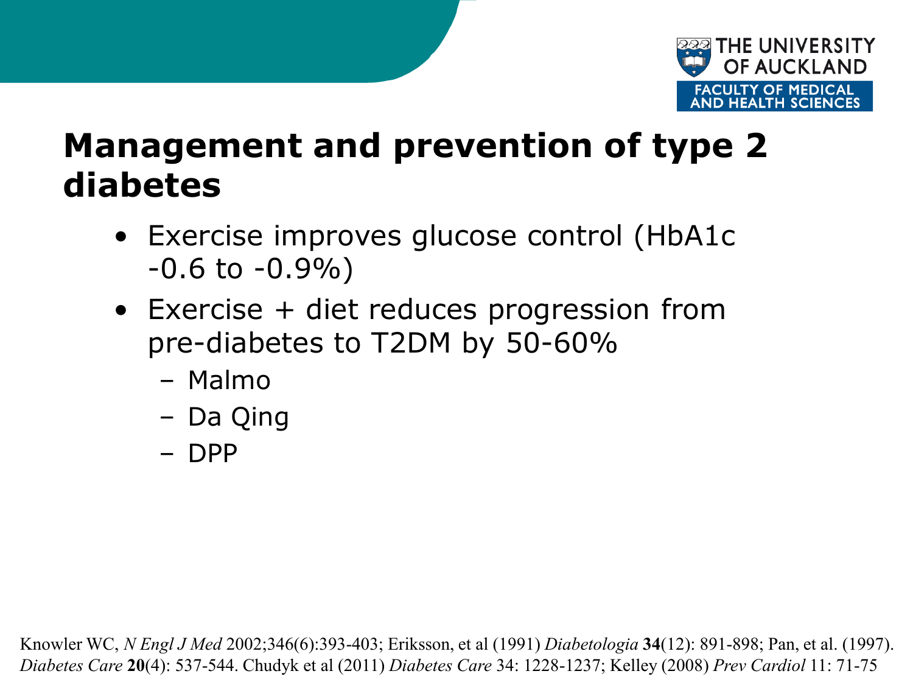# Management and prevention of type 2 diabetes

- Exercise improves glucose control (HbA1c -0.6 to -0.9%)
- Exercise + diet reduces progression from pre-diabetes to T2DM by 50-60%
  - Malmo
  - Da Qing
  - DPP

Knowler WC, *N Engl J Med* 2002;346(6):393-403; Eriksson, et al (1991) *Diabetologia* **34**(12): 891-898; Pan, et al. (1997). *Diabetes Care* **20**(4): 537-544. Chudyk et al (2011) *Diabetes Care* 34: 1228-1237; Kelley (2008) *Prev Cardiol* 11: 71-75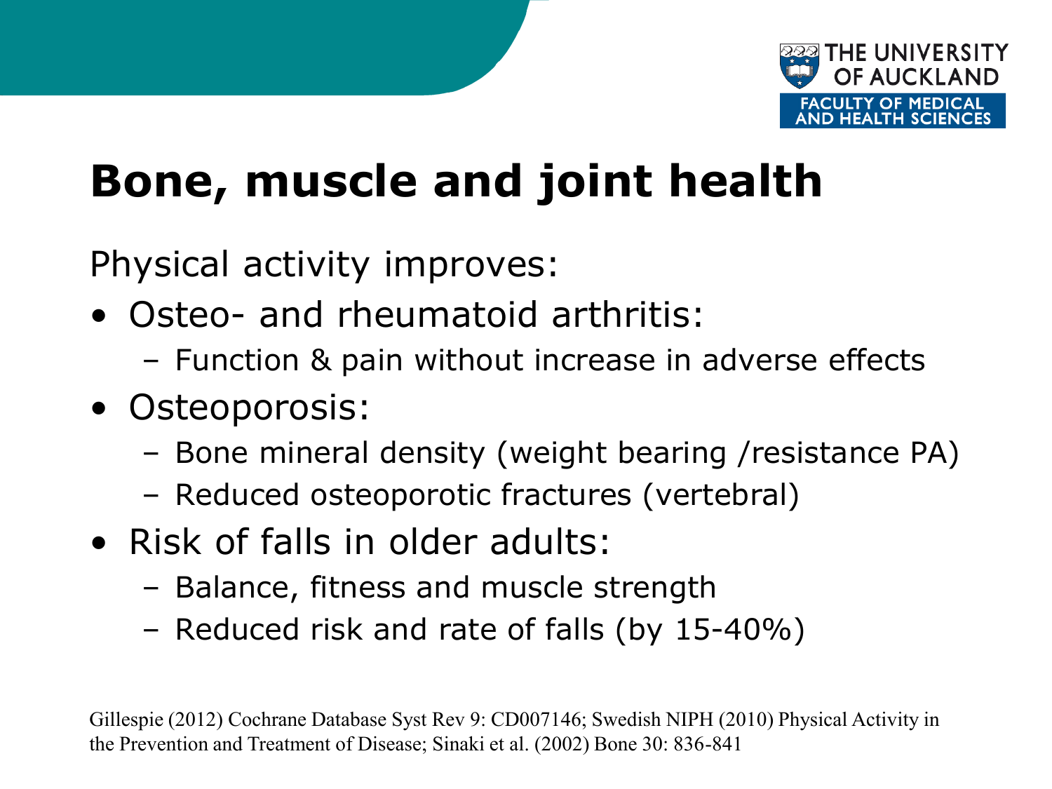# Bone, muscle and joint health

Physical activity improves:

- Osteo- and rheumatoid arthritis:
  - Function & pain without increase in adverse effects
- Osteoporosis:
  - Bone mineral density (weight bearing /resistance PA)
  - Reduced osteoporotic fractures (vertebral)
- Risk of falls in older adults:
  - Balance, fitness and muscle strength
  - Reduced risk and rate of falls (by 15-40%)

Gillespie (2012) Cochrane Database Syst Rev 9: CD007146; Swedish NIPH (2010) Physical Activity in the Prevention and Treatment of Disease; Sinaki et al. (2002) Bone 30: 836-841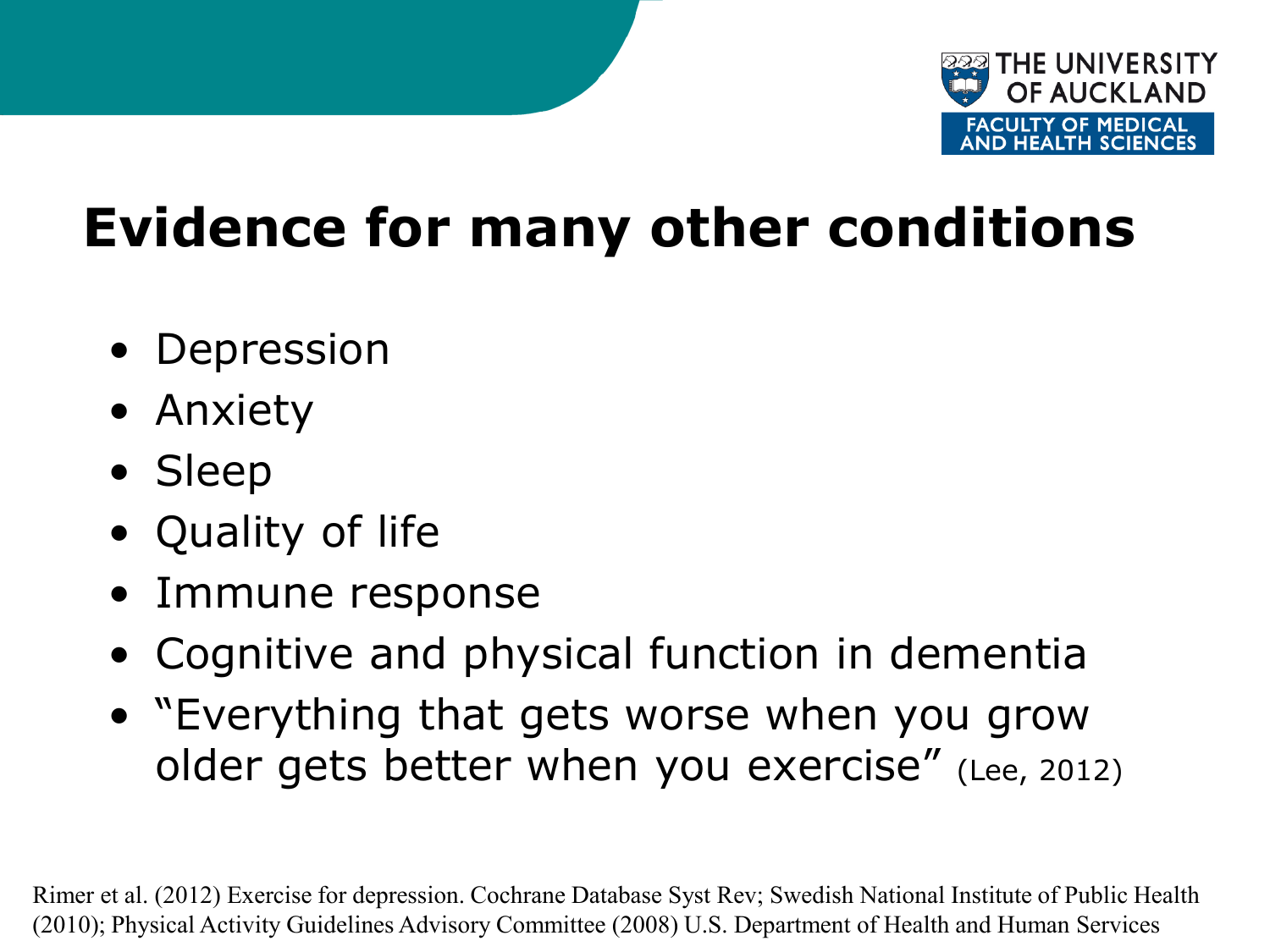# Evidence for many other conditions

- Depression
- Anxiety
- Sleep
- Quality of life
- Immune response
- Cognitive and physical function in dementia
- "Everything that gets worse when you grow older gets better when you exercise" (Lee, 2012)

Rimer et al. (2012) Exercise for depression. Cochrane Database Syst Rev; Swedish National Institute of Public Health (2010); Physical Activity Guidelines Advisory Committee (2008) U.S. Department of Health and Human Services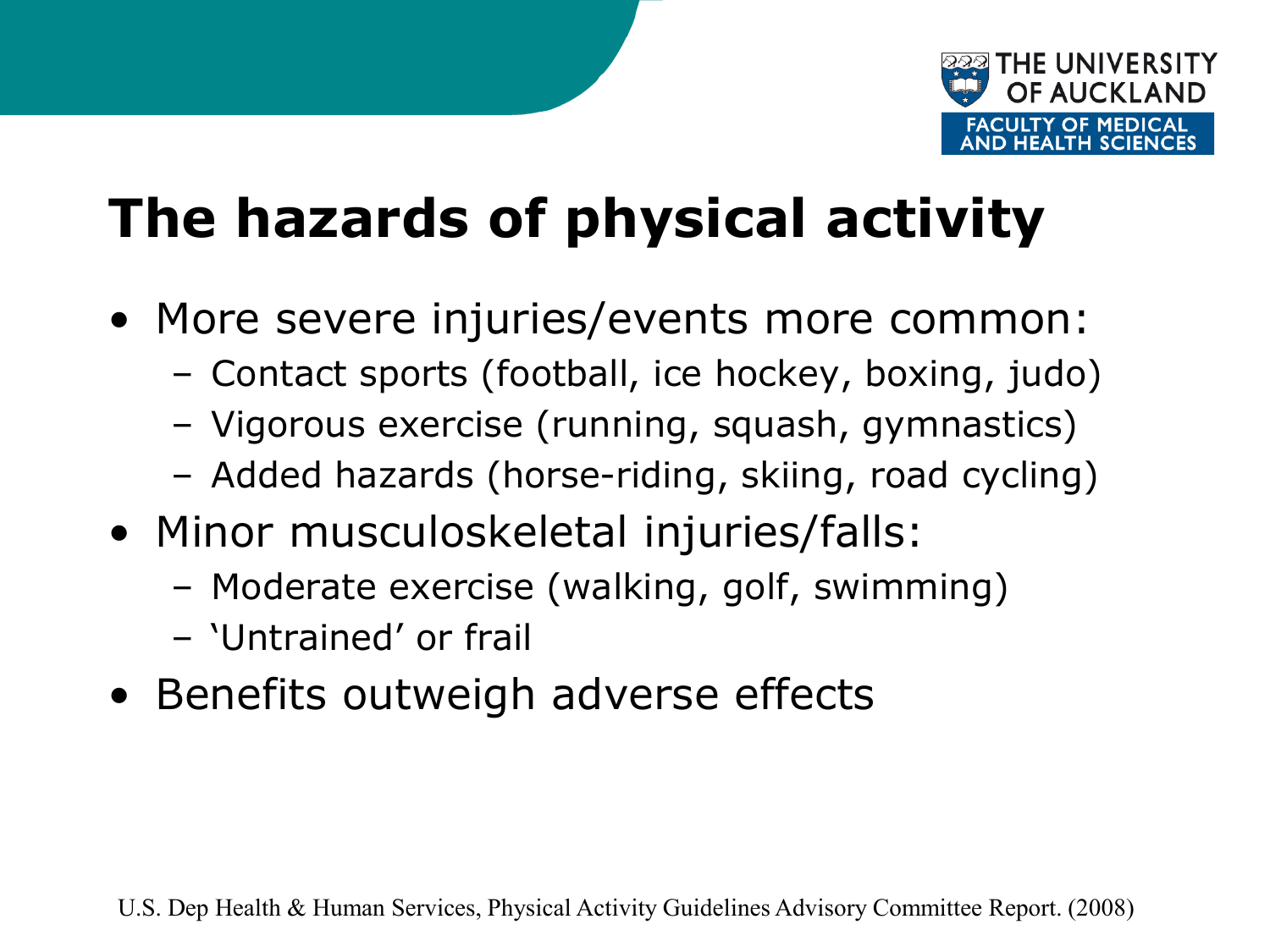# The hazards of physical activity

- More severe injuries/events more common:
  - Contact sports (football, ice hockey, boxing, judo)
  - Vigorous exercise (running, squash, gymnastics)
  - Added hazards (horse-riding, skiing, road cycling)
- Minor musculoskeletal injuries/falls:
  - Moderate exercise (walking, golf, swimming)
  - 'Untrained' or frail
- Benefits outweigh adverse effects

U.S. Dep Health & Human Services, Physical Activity Guidelines Advisory Committee Report. (2008)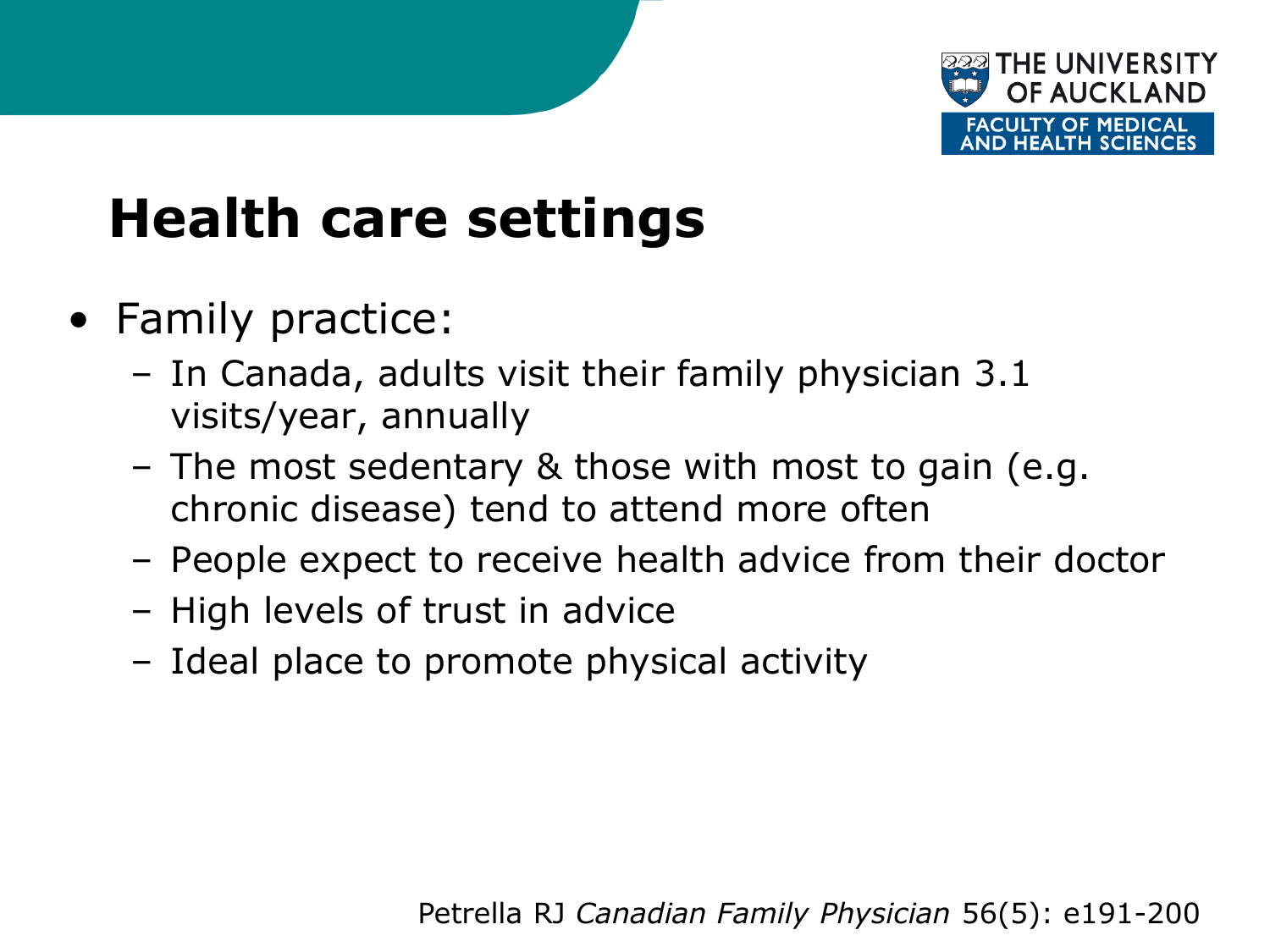# Health care settings

- Family practice:
  - In Canada, adults visit their family physician 3.1 visits/year, annually
  - The most sedentary & those with most to gain (e.g. chronic disease) tend to attend more often
  - People expect to receive health advice from their doctor
  - High levels of trust in advice
  - Ideal place to promote physical activity

Petrella RJ *Canadian Family Physician* 56(5): e191-200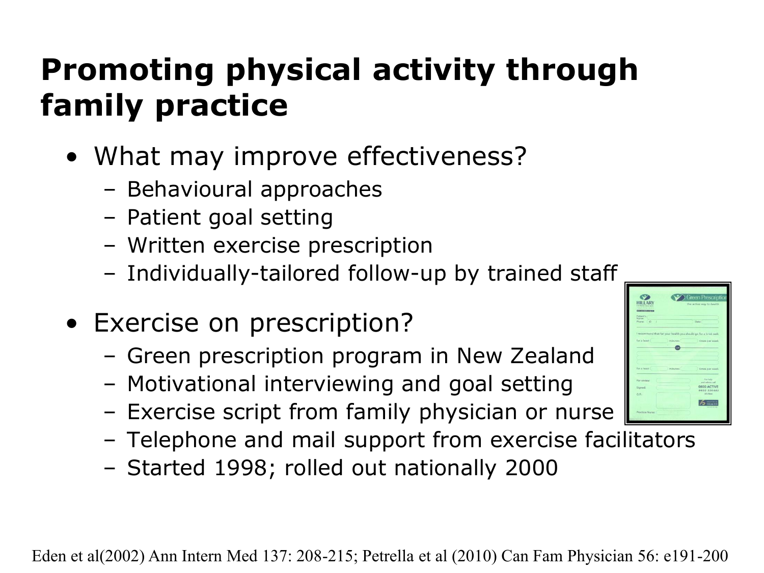# Promoting physical activity through family practice

- What may improve effectiveness?
  - Behavioural approaches
  - Patient goal setting
  - Written exercise prescription
  - Individually-tailored follow-up by trained staff
- Exercise on prescription?
  - Green prescription program in New Zealand
  - Motivational interviewing and goal setting
  - Exercise script from family physician or nurse
  - Telephone and mail support from exercise facilitators
  - Started 1998; rolled out nationally 2000

Eden et al(2002) Ann Intern Med 137: 208-215; Petrella et al (2010) Can Fam Physician 56: e191-200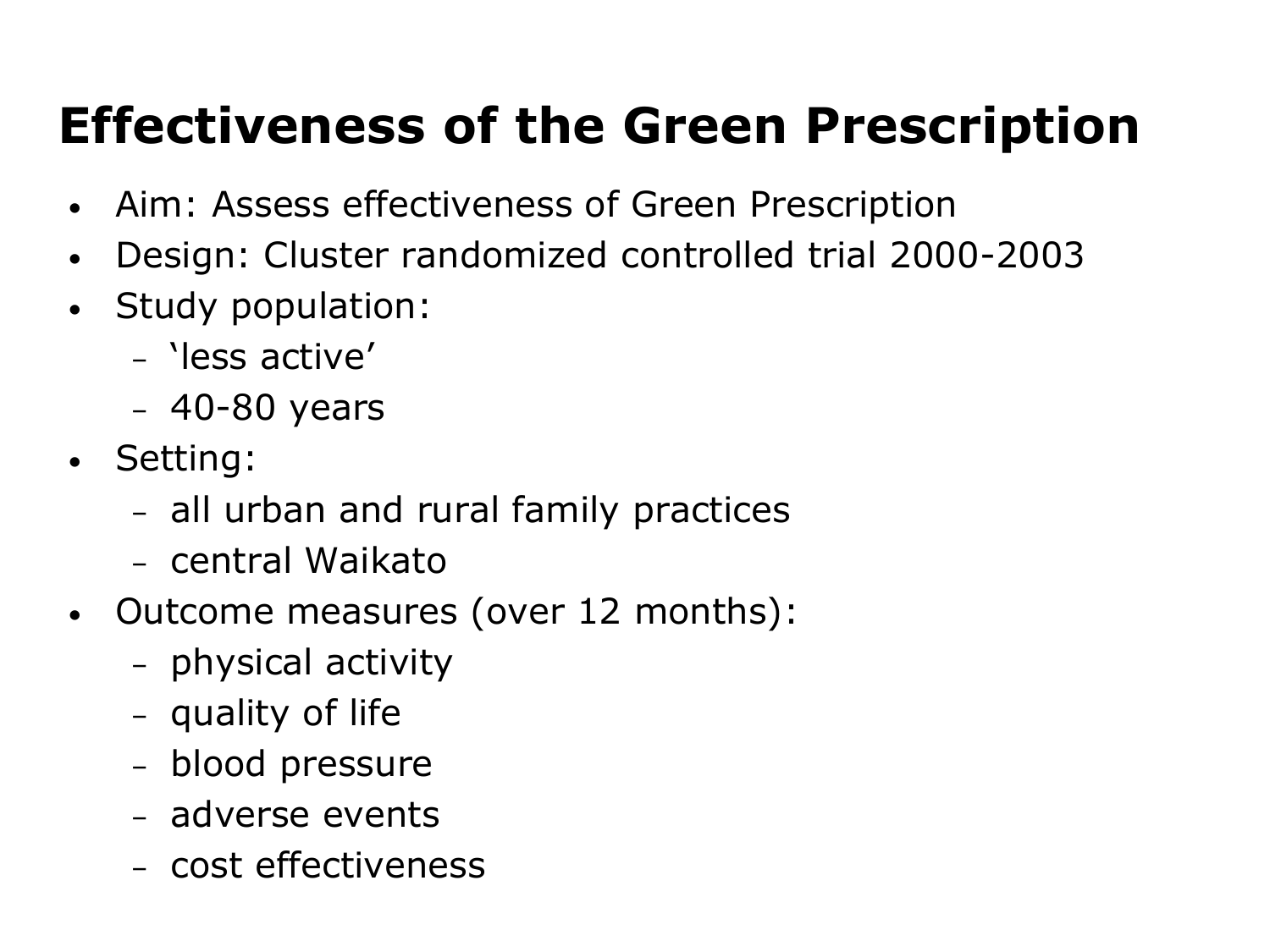# Effectiveness of the Green Prescription

- Aim: Assess effectiveness of Green Prescription
- Design: Cluster randomized controlled trial 2000-2003
- Study population:
  - ‘less active’
  - 40-80 years
- Setting:
  - all urban and rural family practices
  - central Waikato
- Outcome measures (over 12 months):
  - physical activity
  - quality of life
  - blood pressure
  - adverse events
  - cost effectiveness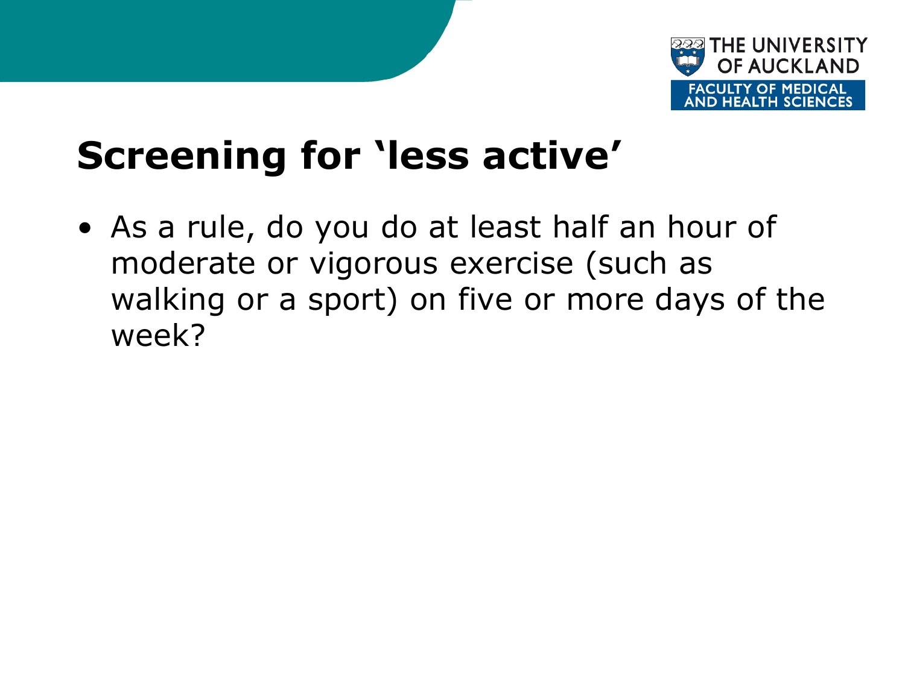# Screening for 'less active'

- As a rule, do you do at least half an hour of moderate or vigorous exercise (such as walking or a sport) on five or more days of the week?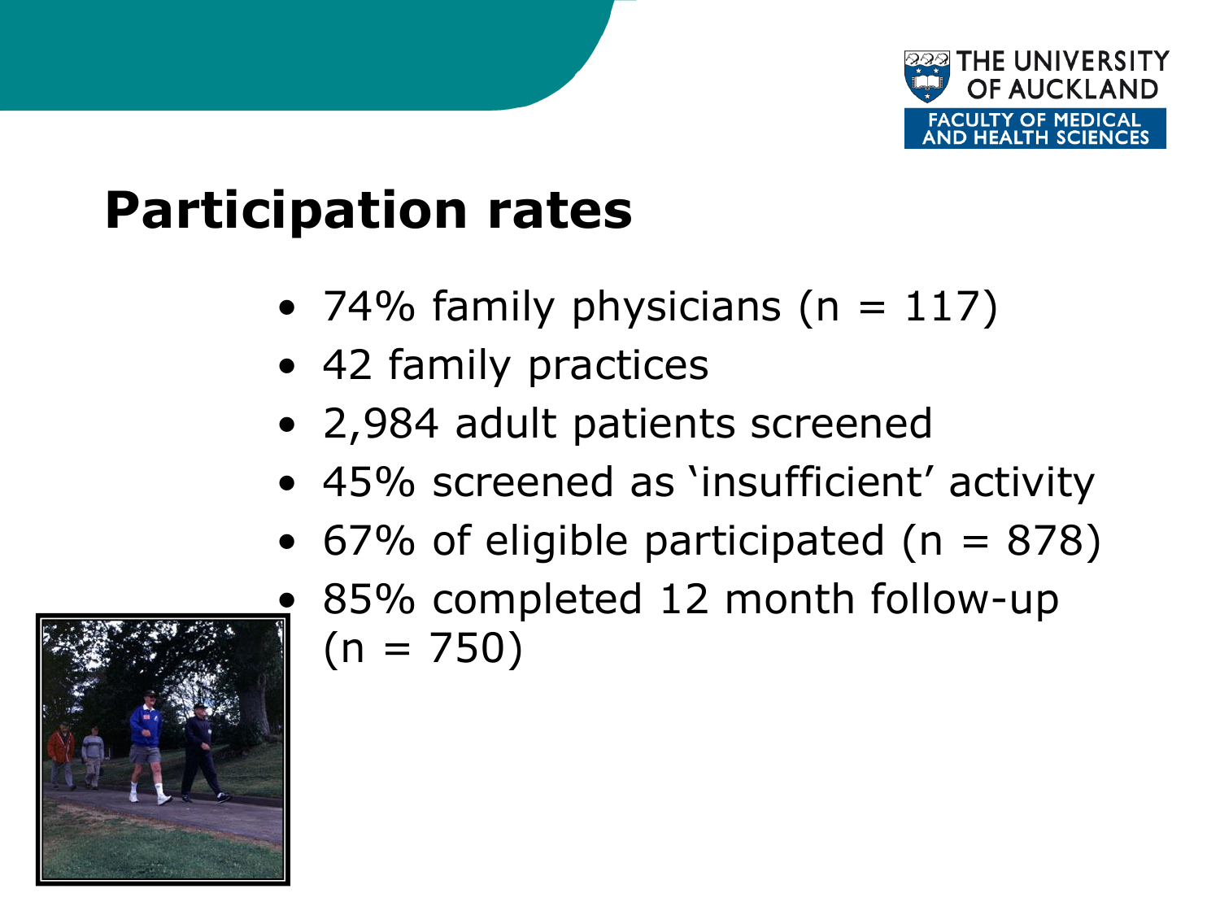# Participation rates

- 74% family physicians (n = 117)
- 42 family practices
- 2,984 adult patients screened
- 45% screened as 'insufficient' activity
- 67% of eligible participated (n = 878)
- 85% completed 12 month follow-up (n = 750)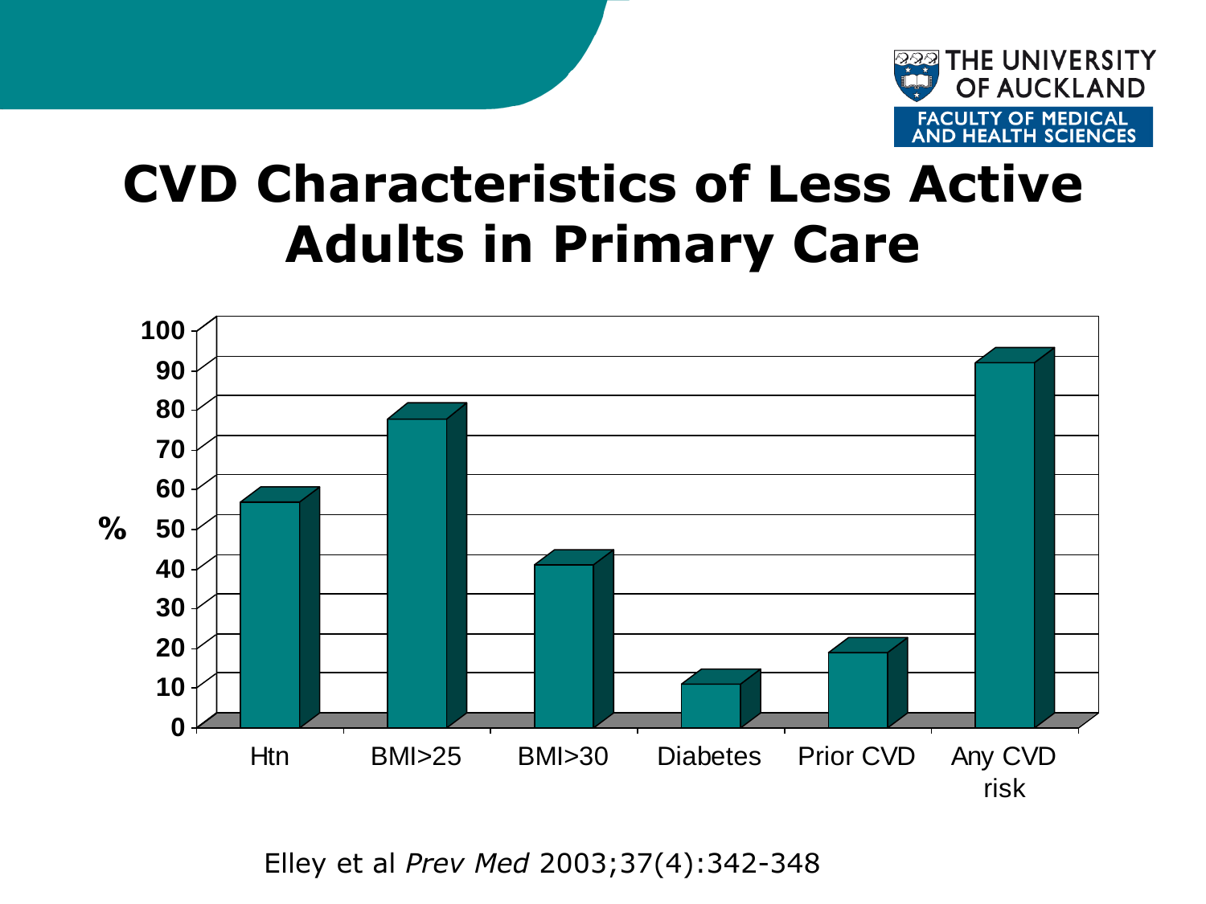# CVD Characteristics of Less Active Adults in Primary Care

| | Htn | BMI>25 | BMI>30 | Diabetes | Prior CVD | Any CVD risk |
|---|---|---|---|---|---|---|
| % | 55 | 76 | 40 | 10 | 18 | 91 |

Elley et al *Prev Med* 2003;37(4):342-348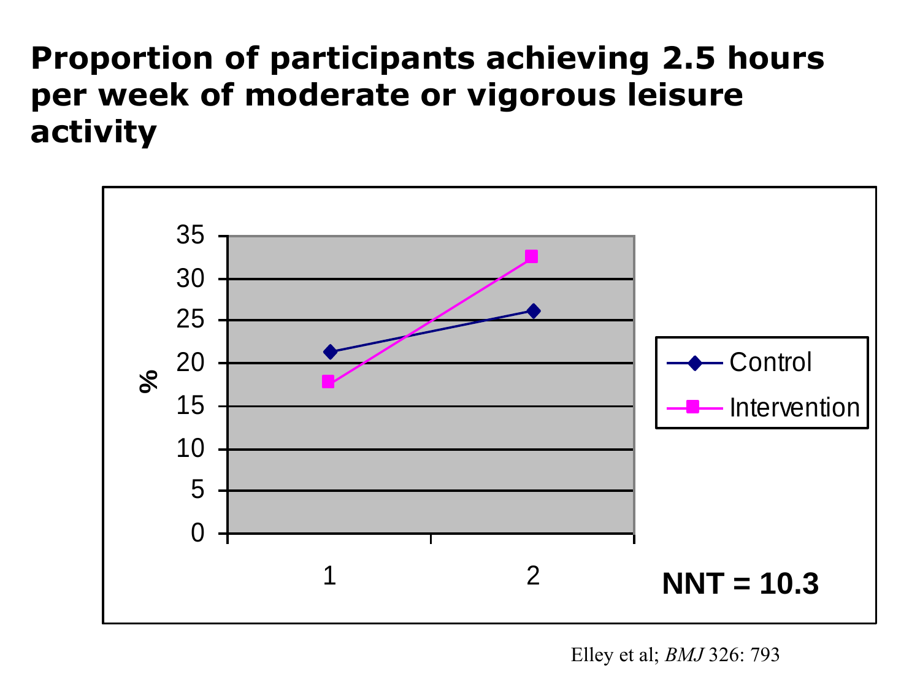# Proportion of participants achieving 2.5 hours per week of moderate or vigorous leisure activity

| | 1 | 2 |
|---|---|---|
| Control | 21.3 | 26.1 |
| Intervention | 17.8 | 32.6 |

**NNT = 10.3**

Elley et al; *BMJ* 326: 793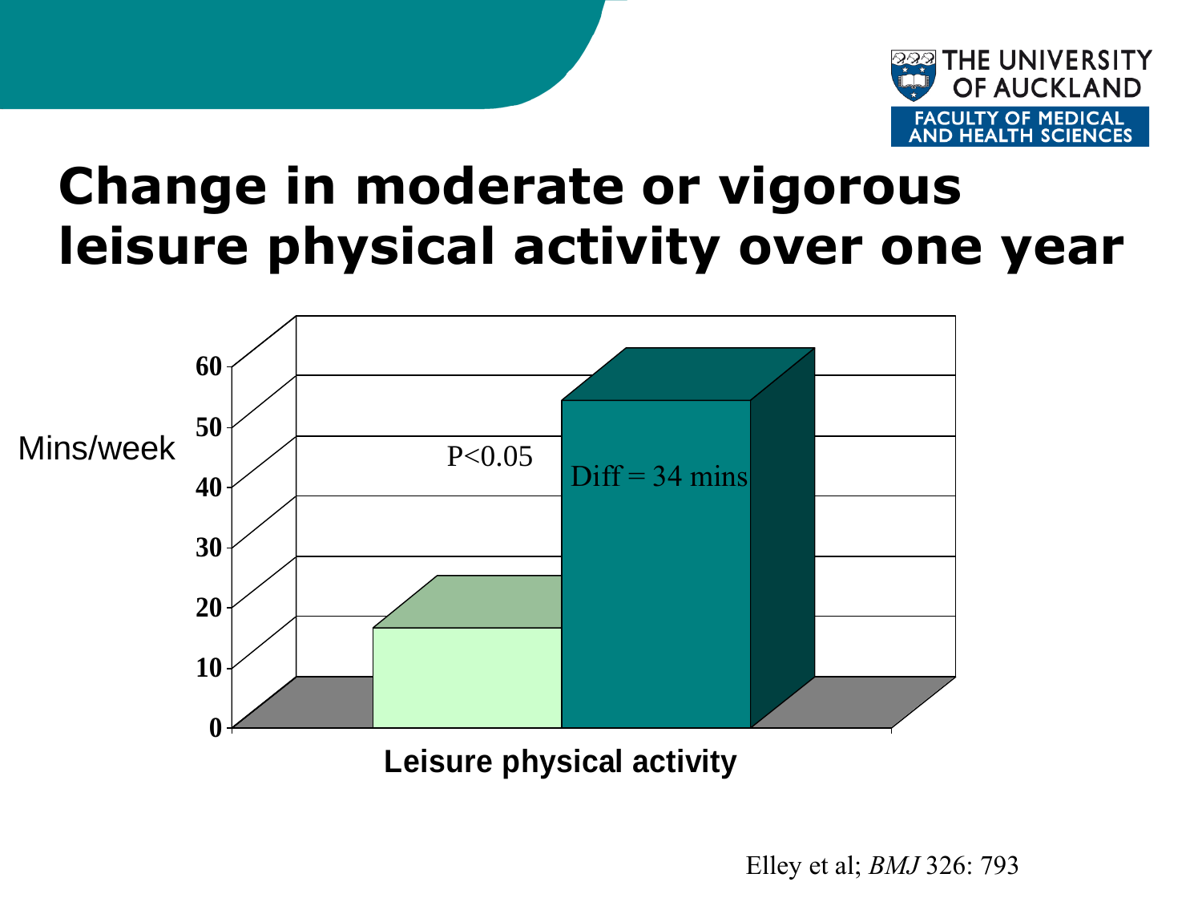# Change in moderate or vigorous leisure physical activity over one year

Mins/week

60
50
40
30
20
10
0

P<0.05

Diff = 34 mins

Leisure physical activity

Elley et al; *BMJ* 326: 793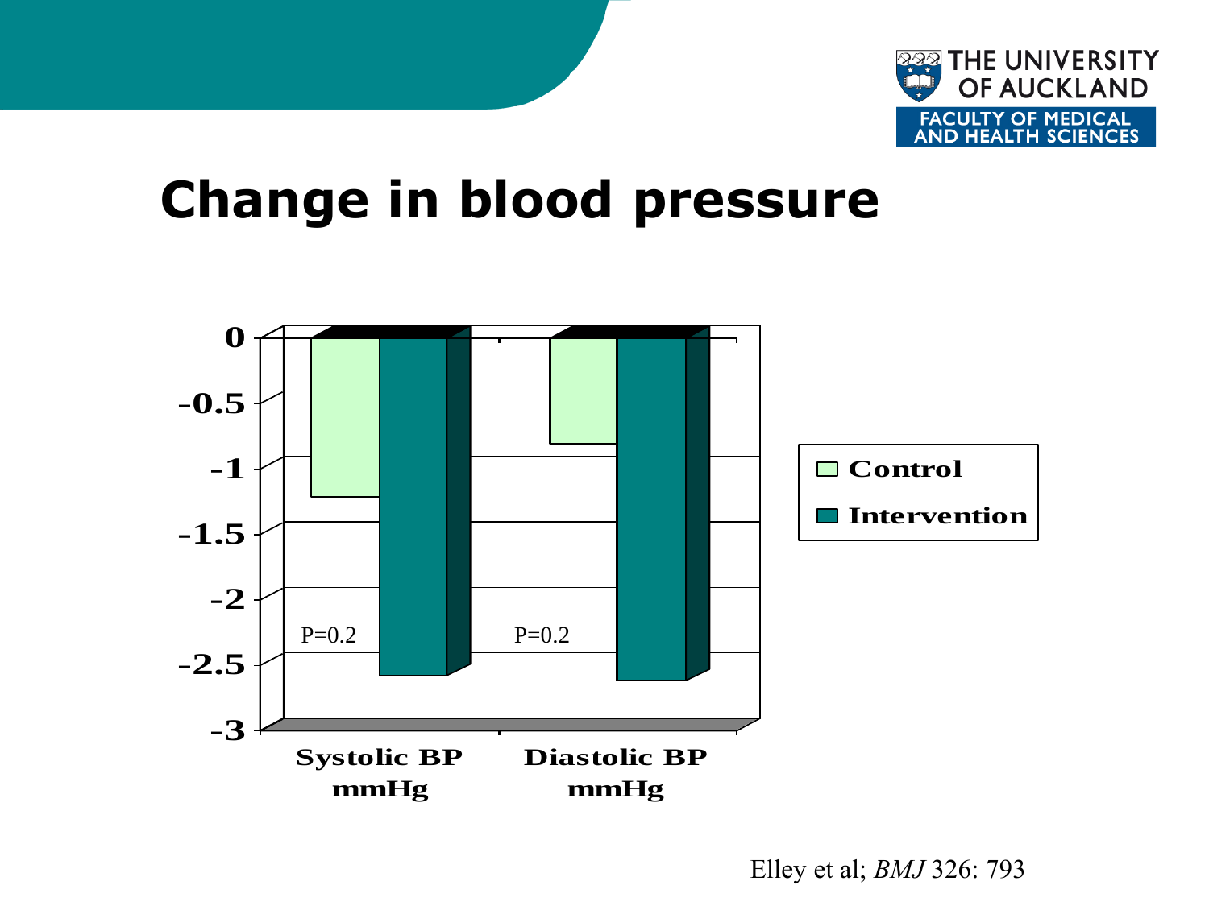# Change in blood pressure

|  | Systolic BP mmHg | Diastolic BP mmHg |
|---|---|---|
| Control | -1.2 | -0.8 |
| Intervention | -2.6 | -2.6 |
|  | P=0.2 | P=0.2 |

Elley et al; *BMJ* 326: 793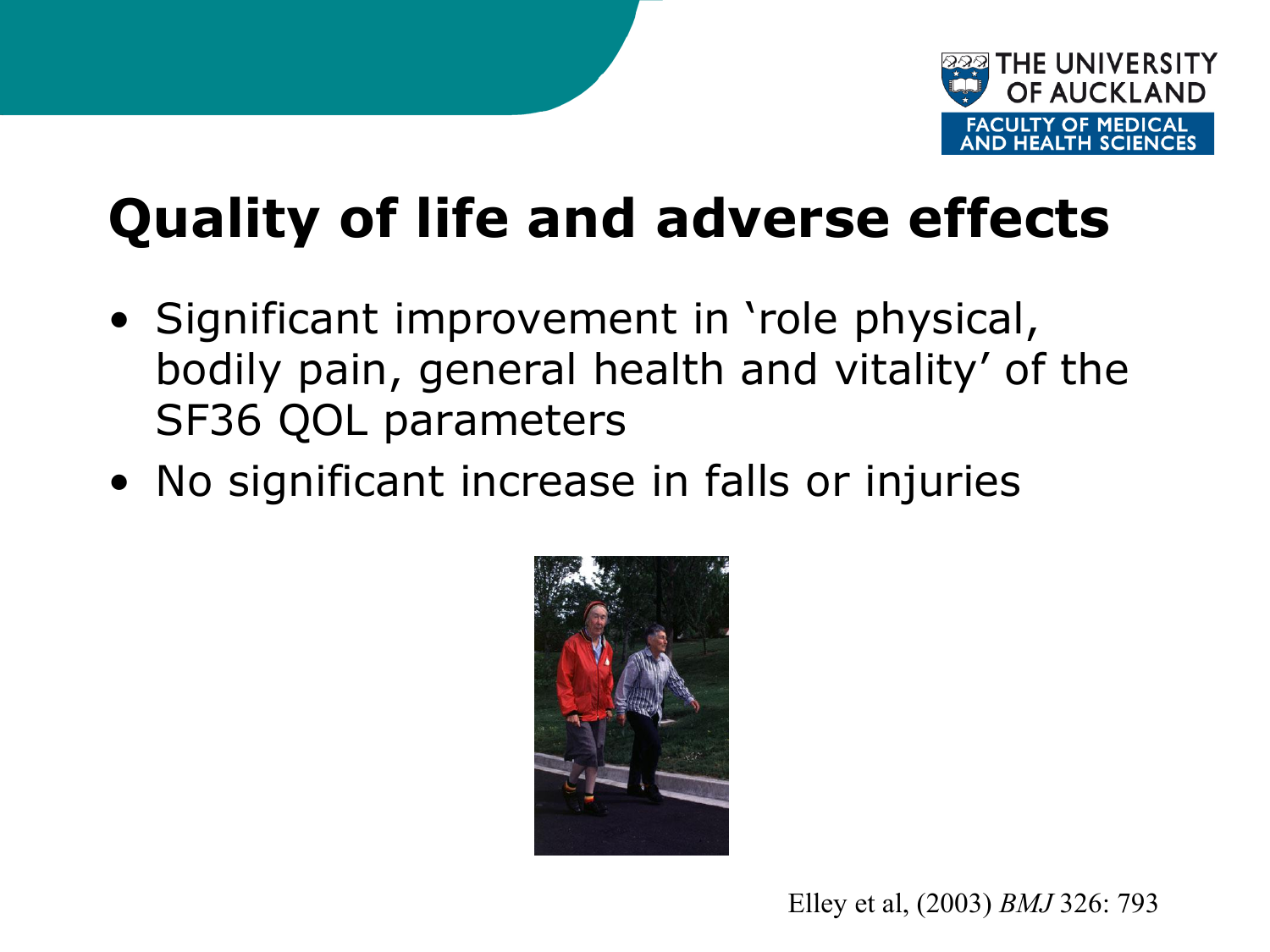# Quality of life and adverse effects

- Significant improvement in 'role physical, bodily pain, general health and vitality' of the SF36 QOL parameters
- No significant increase in falls or injuries

Elley et al, (2003) *BMJ* 326: 793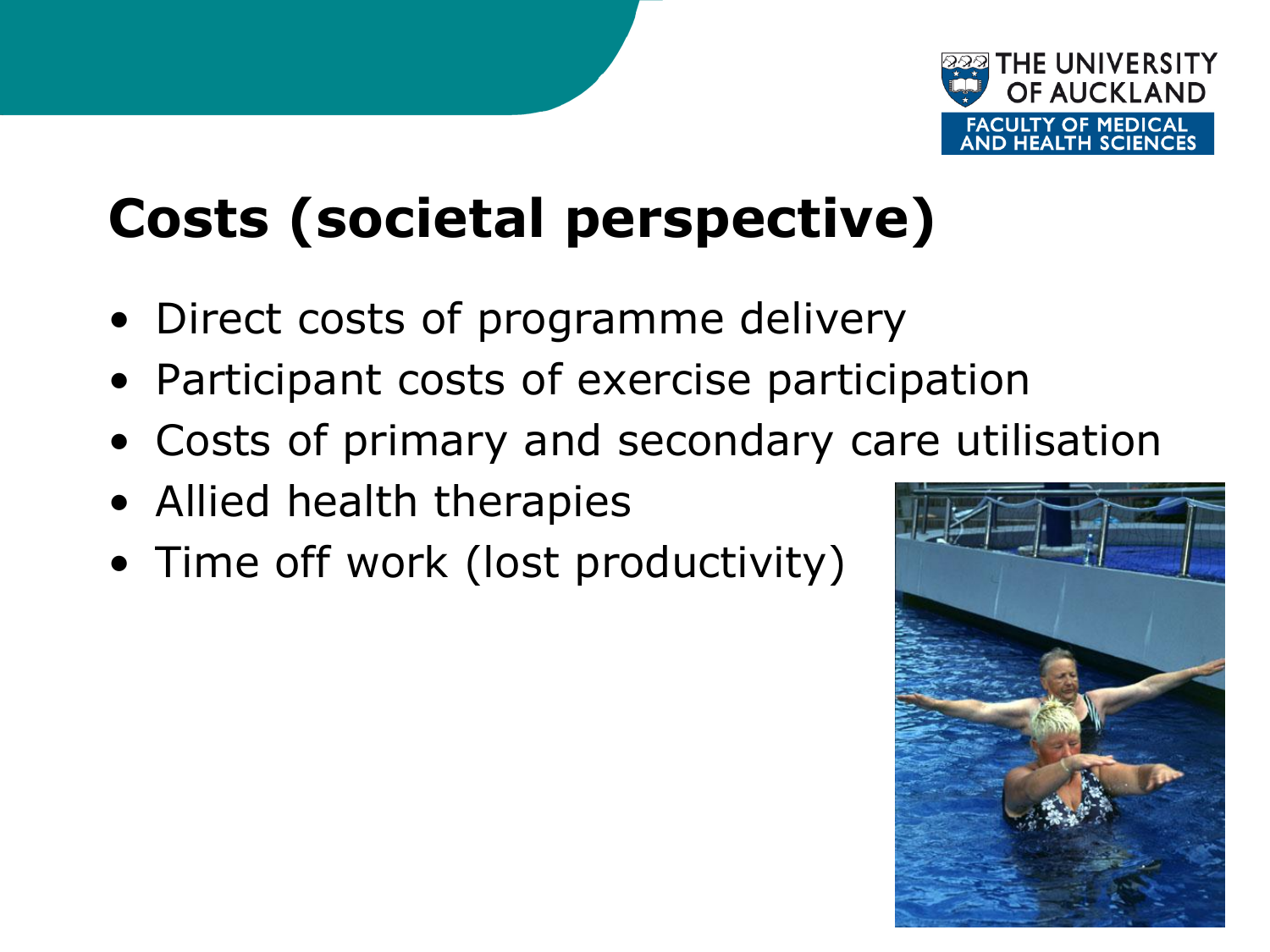# Costs (societal perspective)

- Direct costs of programme delivery
- Participant costs of exercise participation
- Costs of primary and secondary care utilisation
- Allied health therapies
- Time off work (lost productivity)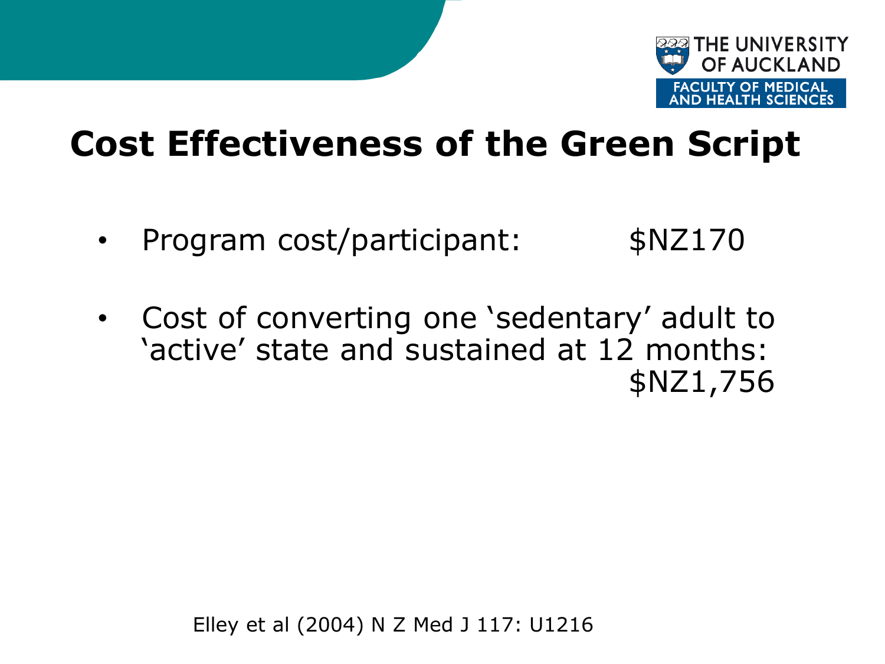# Cost Effectiveness of the Green Script

- Program cost/participant: $NZ170
- Cost of converting one ‘sedentary’ adult to ‘active’ state and sustained at 12 months: $NZ1,756

Elley et al (2004) N Z Med J 117: U1216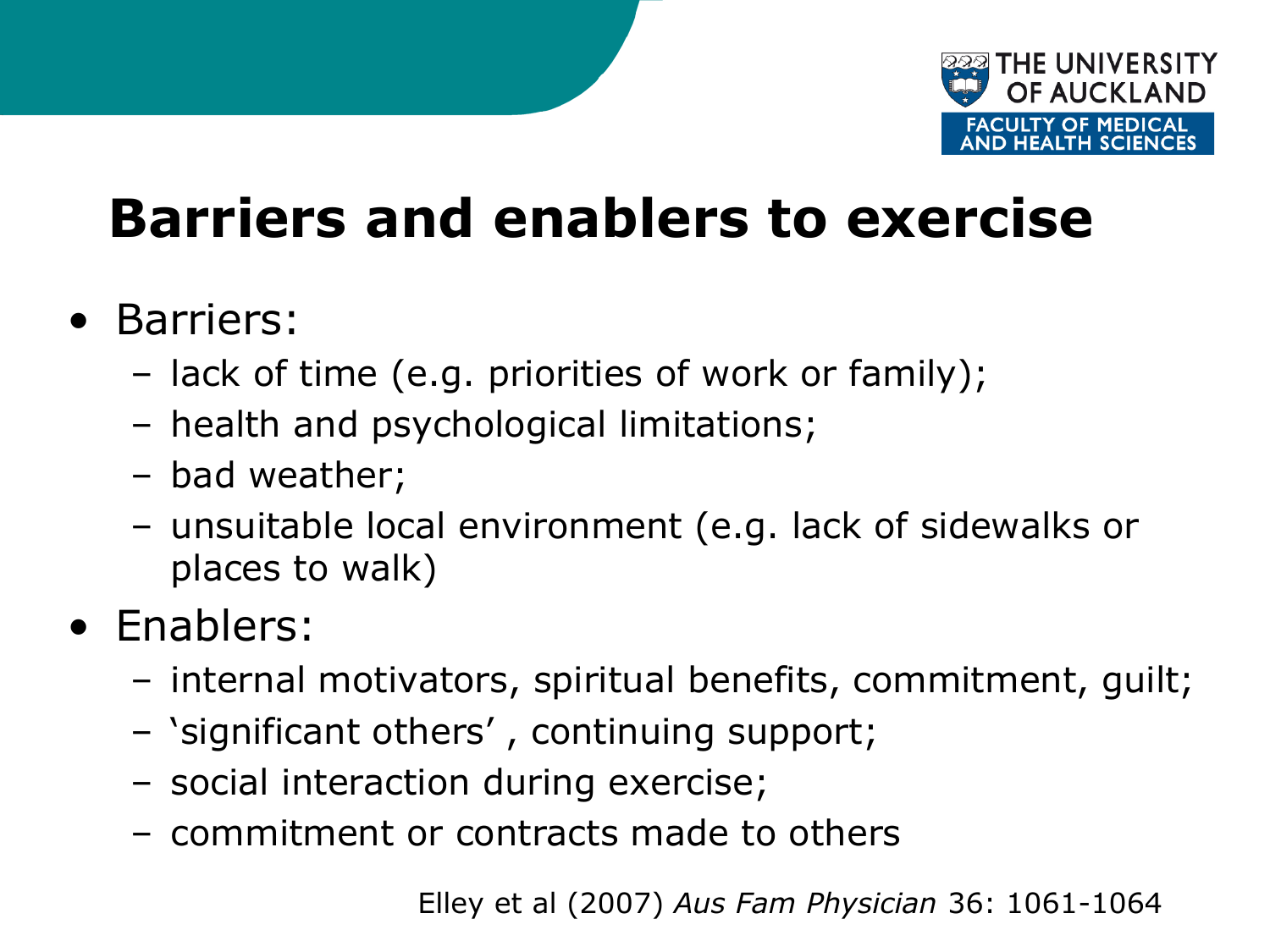# Barriers and enablers to exercise

- Barriers:
  - lack of time (e.g. priorities of work or family);
  - health and psychological limitations;
  - bad weather;
  - unsuitable local environment (e.g. lack of sidewalks or places to walk)
- Enablers:
  - internal motivators, spiritual benefits, commitment, guilt;
  - 'significant others' , continuing support;
  - social interaction during exercise;
  - commitment or contracts made to others

Elley et al (2007) *Aus Fam Physician* 36: 1061-1064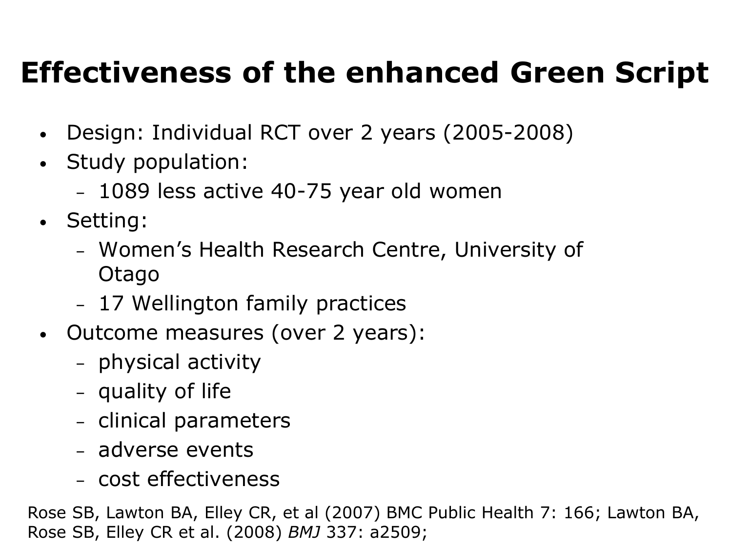# Effectiveness of the enhanced Green Script

- Design: Individual RCT over 2 years (2005-2008)
- Study population:
  - 1089 less active 40-75 year old women
- Setting:
  - Women's Health Research Centre, University of Otago
  - 17 Wellington family practices
- Outcome measures (over 2 years):
  - physical activity
  - quality of life
  - clinical parameters
  - adverse events
  - cost effectiveness

Rose SB, Lawton BA, Elley CR, et al (2007) BMC Public Health 7: 166; Lawton BA, Rose SB, Elley CR et al. (2008) *BMJ* 337: a2509;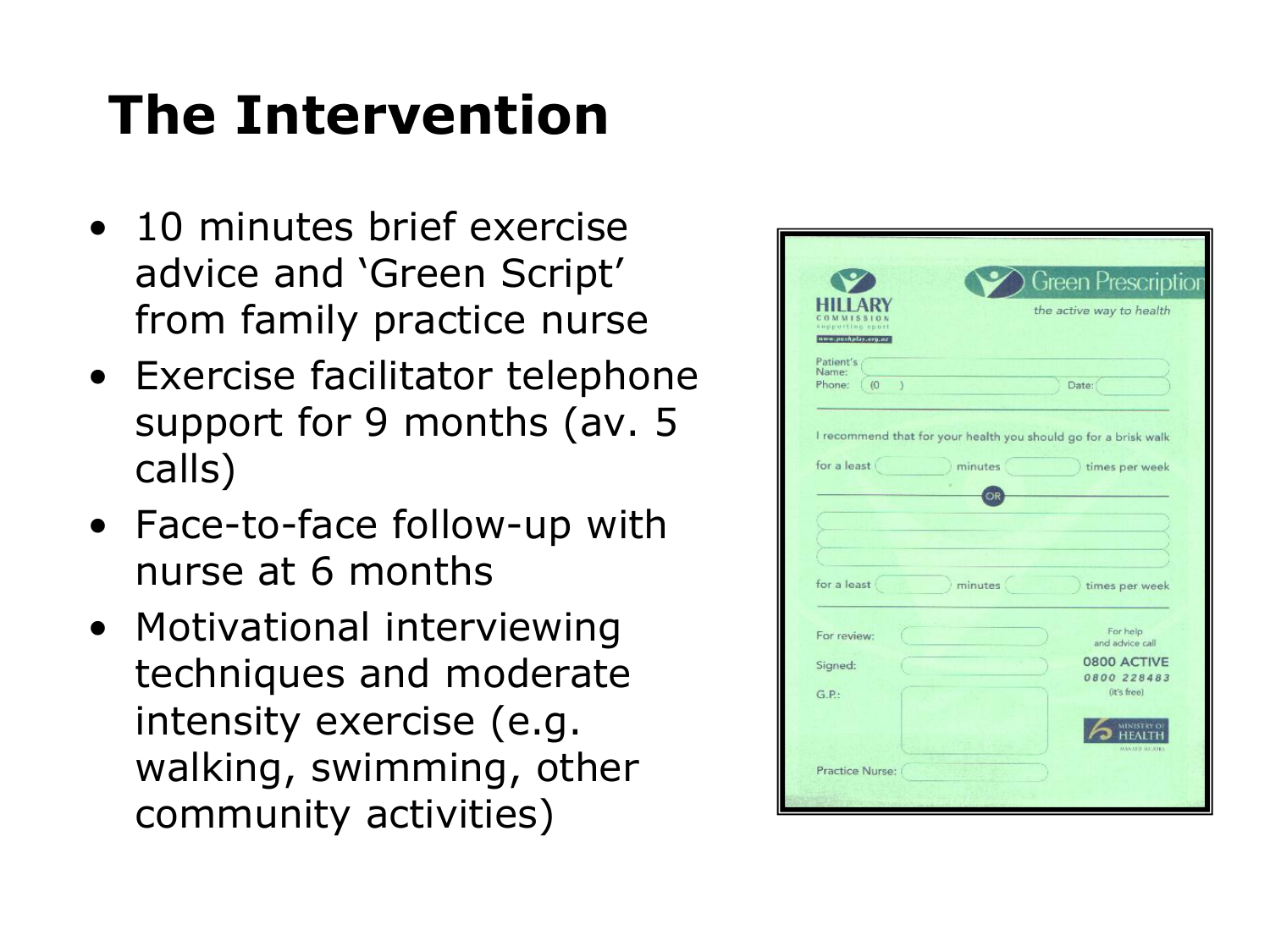# The Intervention

- 10 minutes brief exercise advice and 'Green Script' from family practice nurse
- Exercise facilitator telephone support for 9 months (av. 5 calls)
- Face-to-face follow-up with nurse at 6 months
- Motivational interviewing techniques and moderate intensity exercise (e.g. walking, swimming, other community activities)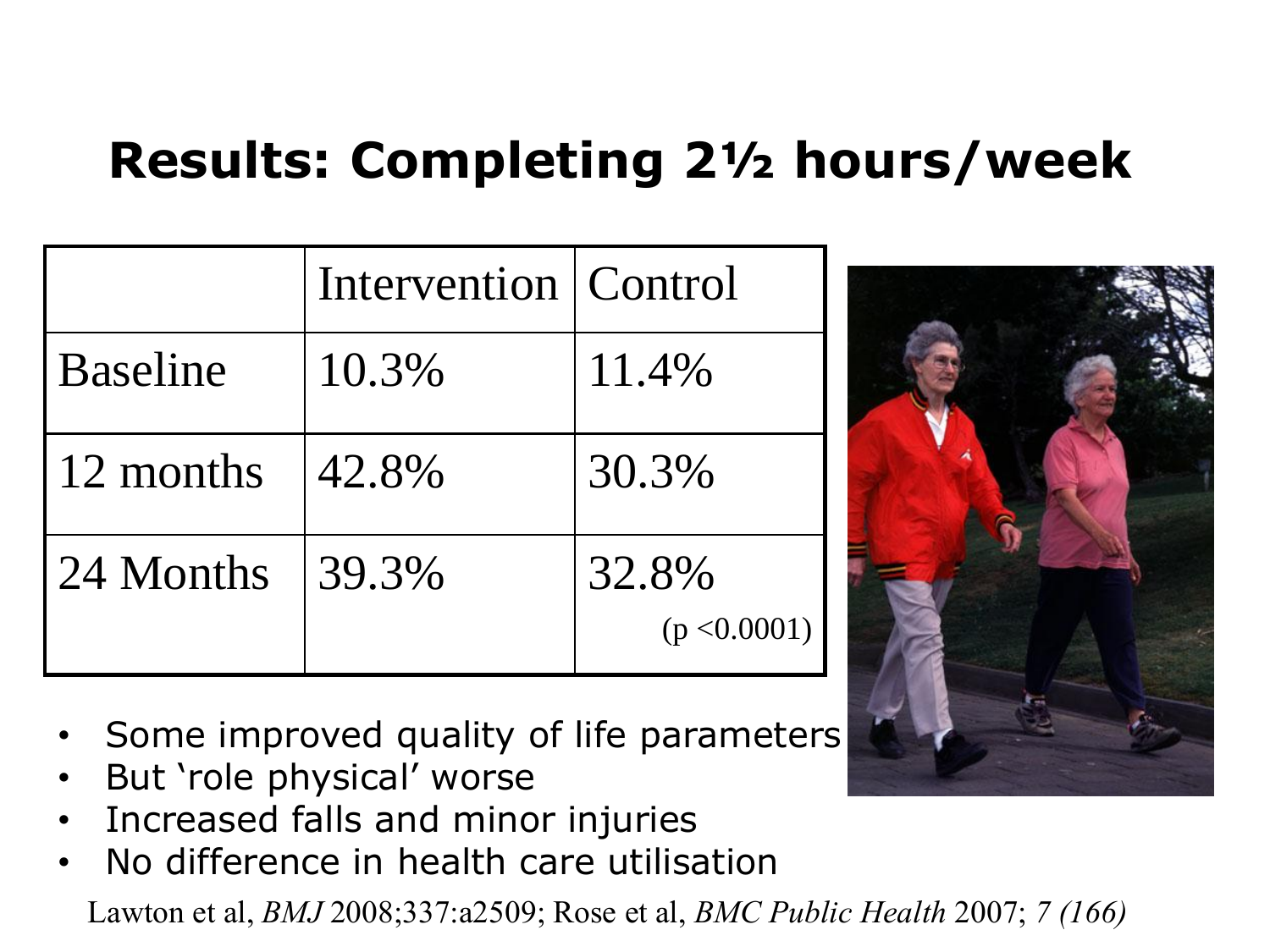## Results: Completing 2½ hours/week

| | Intervention | Control |
|---|---|---|
| Baseline | 10.3% | 11.4% |
| 12 months | 42.8% | 30.3% |
| 24 Months | 39.3% | 32.8% ($p < 0.0001$) |

- Some improved quality of life parameters
- But 'role physical' worse
- Increased falls and minor injuries
- No difference in health care utilisation

Lawton et al, *BMJ* 2008;337:a2509; Rose et al, *BMC Public Health* 2007; *7 (166)*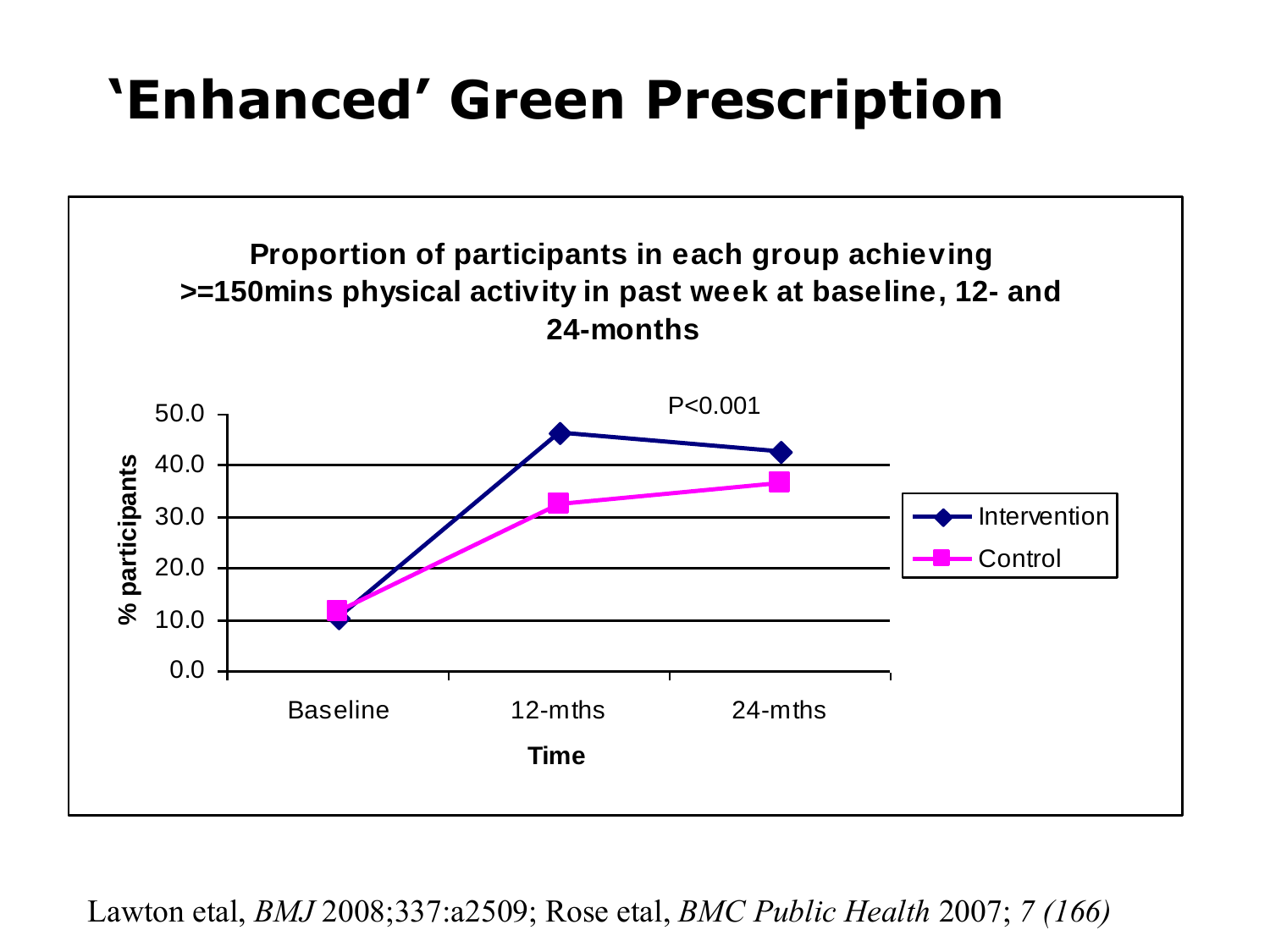# 'Enhanced' Green Prescription

**Proportion of participants in each group achieving >=150mins physical activity in past week at baseline, 12- and 24-months**

P<0.001

% participants: 0.0, 10.0, 20.0, 30.0, 40.0, 50.0

Time: Baseline, 12-mths, 24-mths

Intervention

Control

Lawton etal, *BMJ* 2008;337:a2509; Rose etal, *BMC Public Health* 2007; *7 (166)*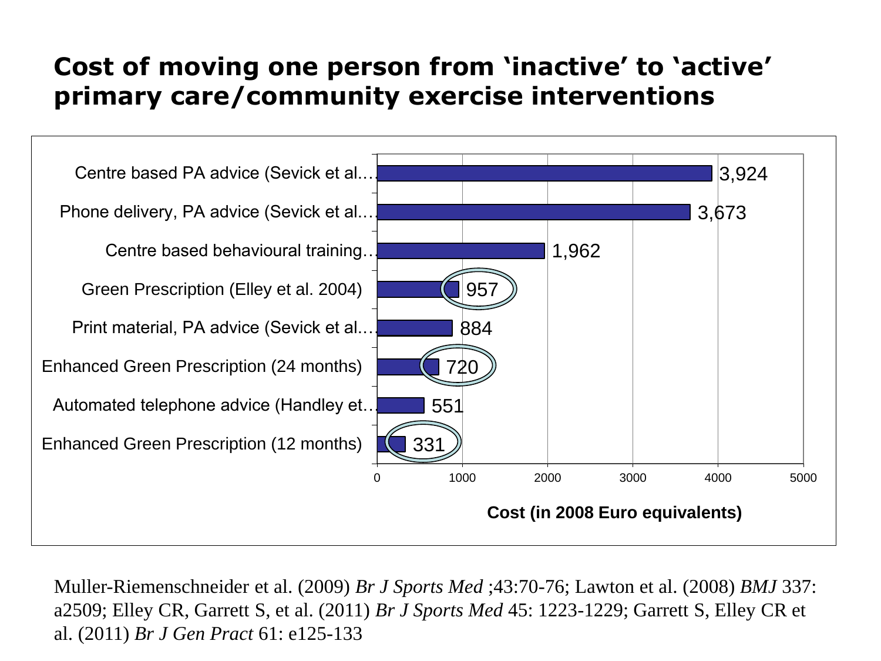# Cost of moving one person from 'inactive' to 'active' primary care/community exercise interventions

| Intervention | Cost (in 2008 Euro equivalents) |
| --- | --- |
| Centre based PA advice (Sevick et al.… | 3,924 |
| Phone delivery, PA advice (Sevick et al.… | 3,673 |
| Centre based behavioural training… | 1,962 |
| Green Prescription (Elley et al. 2004) | 957 |
| Print material, PA advice (Sevick et al.… | 884 |
| Enhanced Green Prescription (24 months) | 720 |
| Automated telephone advice (Handley et… | 551 |
| Enhanced Green Prescription (12 months) | 331 |

Muller-Riemenschneider et al. (2009) *Br J Sports Med* ;43:70-76; Lawton et al. (2008) *BMJ* 337: a2509; Elley CR, Garrett S, et al. (2011) *Br J Sports Med* 45: 1223-1229; Garrett S, Elley CR et al. (2011) *Br J Gen Pract* 61: e125-133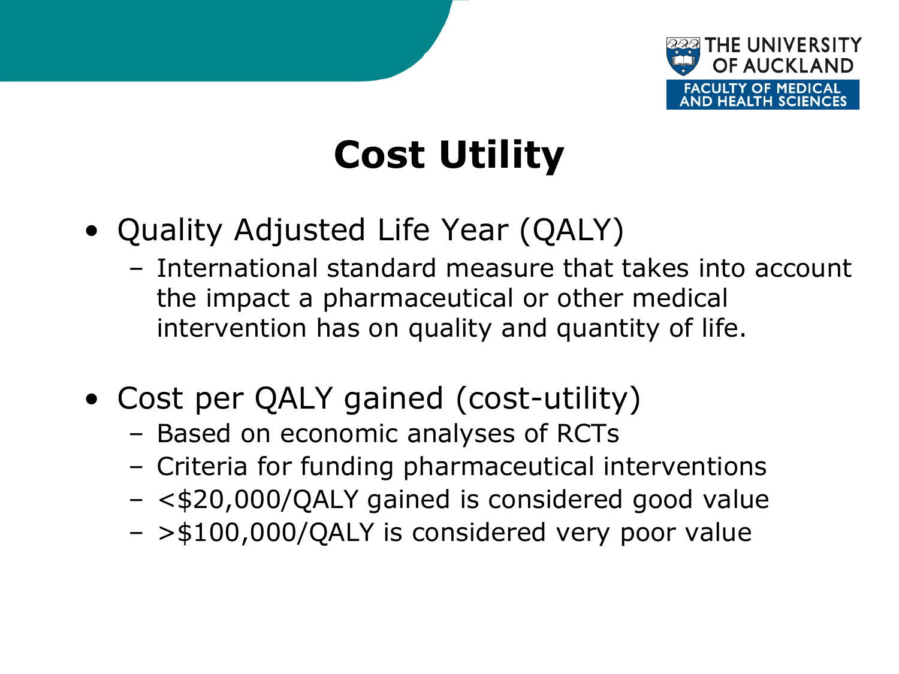# Cost Utility

- Quality Adjusted Life Year (QALY)
  - International standard measure that takes into account the impact a pharmaceutical or other medical intervention has on quality and quantity of life.

- Cost per QALY gained (cost-utility)
  - Based on economic analyses of RCTs
  - Criteria for funding pharmaceutical interventions
  - <$20,000/QALY gained is considered good value
  - >$100,000/QALY is considered very poor value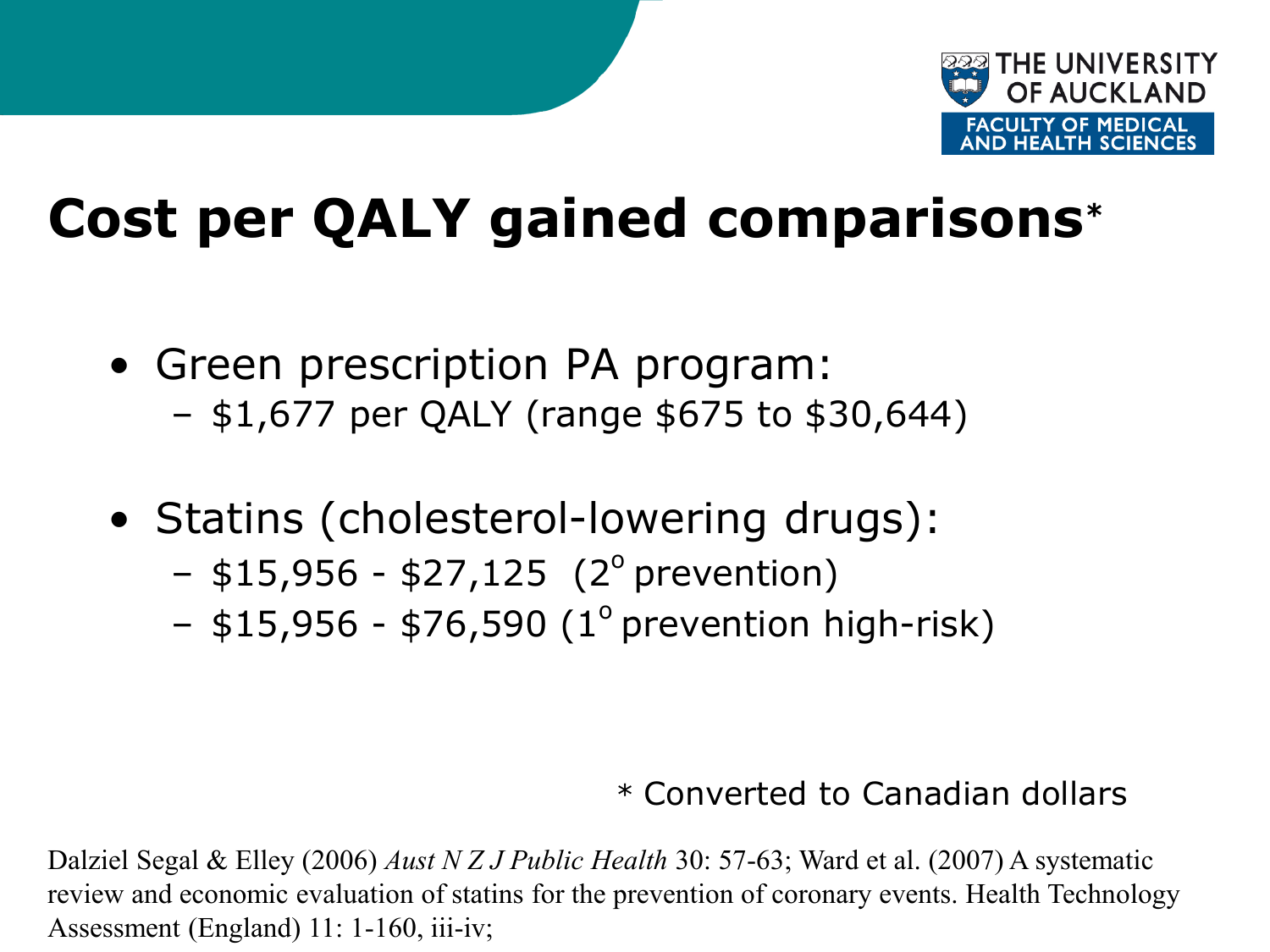# Cost per QALY gained comparisons*

- Green prescription PA program:
  - $1,677 per QALY (range $675 to $30,644)

- Statins (cholesterol-lowering drugs):
  - $15,956 - $27,125 (2° prevention)
  - $15,956 - $76,590 (1° prevention high-risk)

* Converted to Canadian dollars

Dalziel Segal & Elley (2006) *Aust N Z J Public Health* 30: 57-63; Ward et al. (2007) A systematic review and economic evaluation of statins for the prevention of coronary events. Health Technology Assessment (England) 11: 1-160, iii-iv;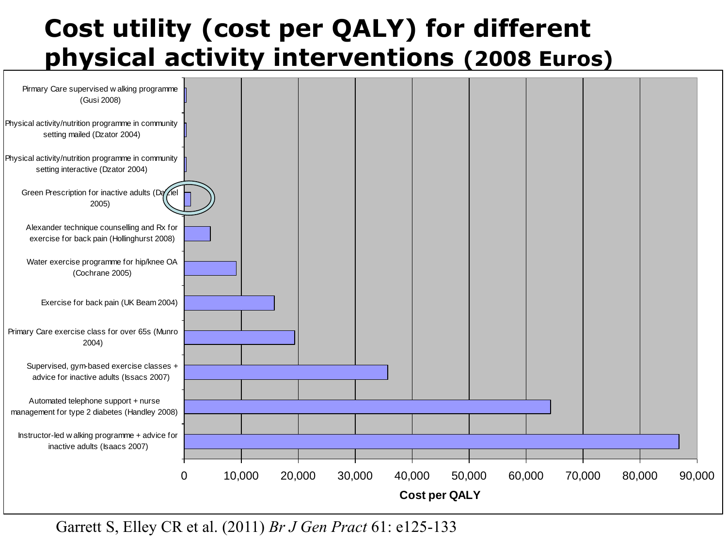# Cost utility (cost per QALY) for different physical activity interventions (2008 Euros)

| Intervention | Cost per QALY |
| --- | --- |
| Pirmary Care supervised w alking programme (Gusi 2008) | |
| Physical activity/nutrition programme in community setting mailed (Dzator 2004) | |
| Physical activity/nutrition programme in community setting interactive (Dzator 2004) | |
| Green Prescription for inactive adults (Dalziel 2005) | |
| Alexander technique counselling and Rx for exercise for back pain (Hollinghurst 2008) | |
| Water exercise programme for hip/knee OA (Cochrane 2005) | |
| Exercise for back pain (UK Beam 2004) | |
| Primary Care exercise class for over 65s (Munro 2004) | |
| Supervised, gym-based exercise classes + advice for inactive adults (Issacs 2007) | |
| Automated telephone support + nurse management for type 2 diabetes (Handley 2008) | |
| Instructor-led w alking programme + advice for inactive adults (Isaacs 2007) | |

Cost per QALY: 0, 10,000, 20,000, 30,000, 40,000, 50,000, 60,000, 70,000, 80,000, 90,000

Garrett S, Elley CR et al. (2011) *Br J Gen Pract* 61: e125-133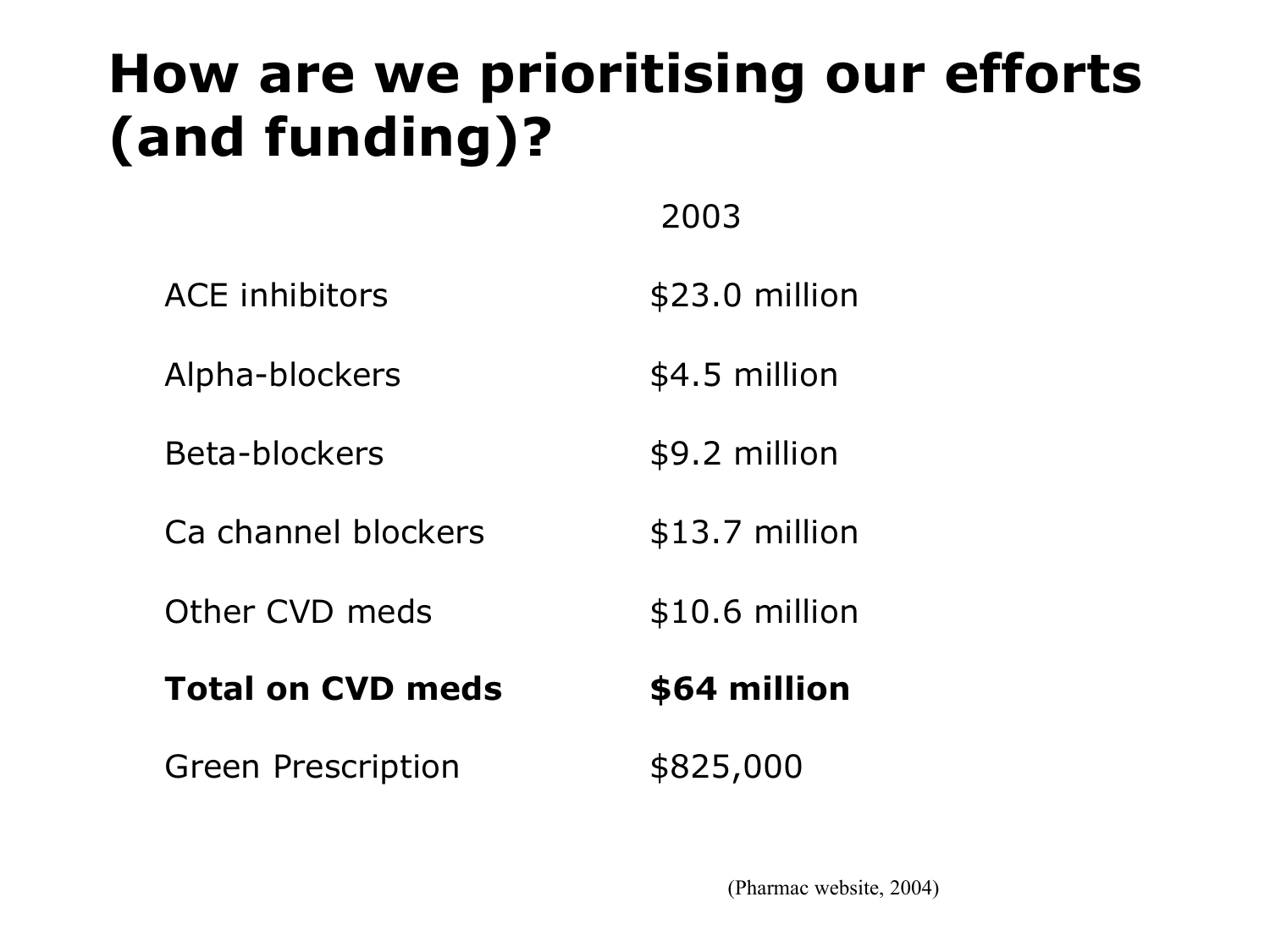# How are we prioritising our efforts (and funding)?

| | 2003 |
|---|---|
| ACE inhibitors | $23.0 million |
| Alpha-blockers | $4.5 million |
| Beta-blockers | $9.2 million |
| Ca channel blockers | $13.7 million |
| Other CVD meds | $10.6 million |
| **Total on CVD meds** | **$64 million** |
| Green Prescription | $825,000 |

(Pharmac website, 2004)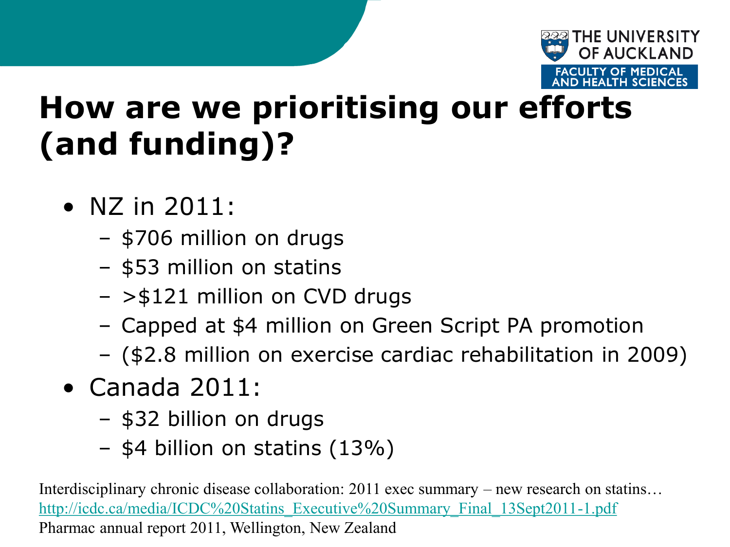# How are we prioritising our efforts (and funding)?

- NZ in 2011:
  - $706 million on drugs
  - $53 million on statins
  - >$121 million on CVD drugs
  - Capped at $4 million on Green Script PA promotion
  - ($2.8 million on exercise cardiac rehabilitation in 2009)
- Canada 2011:
  - $32 billion on drugs
  - $4 billion on statins (13%)

Interdisciplinary chronic disease collaboration: 2011 exec summary – new research on statins…
http://icdc.ca/media/ICDC%20Statins_Executive%20Summary_Final_13Sept2011-1.pdf
Pharmac annual report 2011, Wellington, New Zealand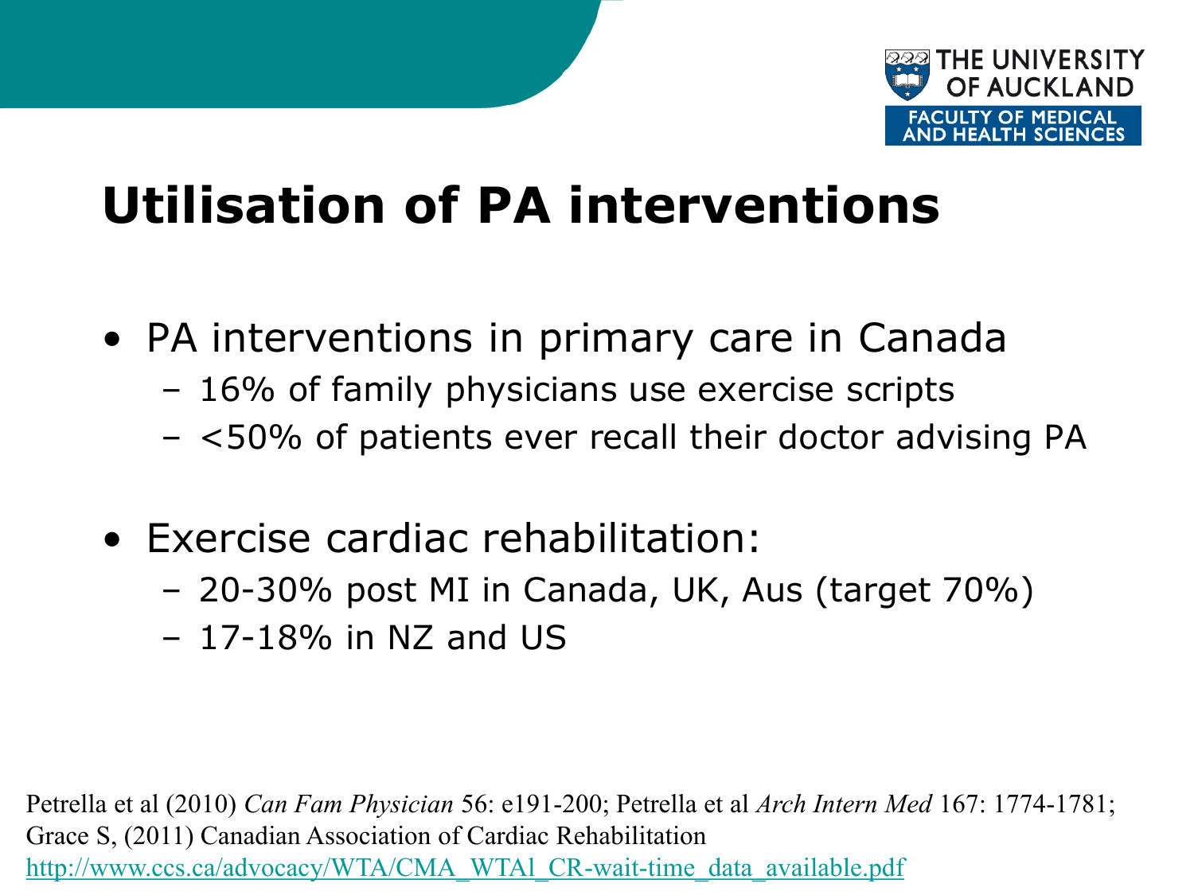# Utilisation of PA interventions

- PA interventions in primary care in Canada
  - 16% of family physicians use exercise scripts
  - <50% of patients ever recall their doctor advising PA
- Exercise cardiac rehabilitation:
  - 20-30% post MI in Canada, UK, Aus (target 70%)
  - 17-18% in NZ and US

Petrella et al (2010) *Can Fam Physician* 56: e191-200; Petrella et al *Arch Intern Med* 167: 1774-1781; Grace S, (2011) Canadian Association of Cardiac Rehabilitation http://www.ccs.ca/advocacy/WTA/CMA_WTAl_CR-wait-time_data_available.pdf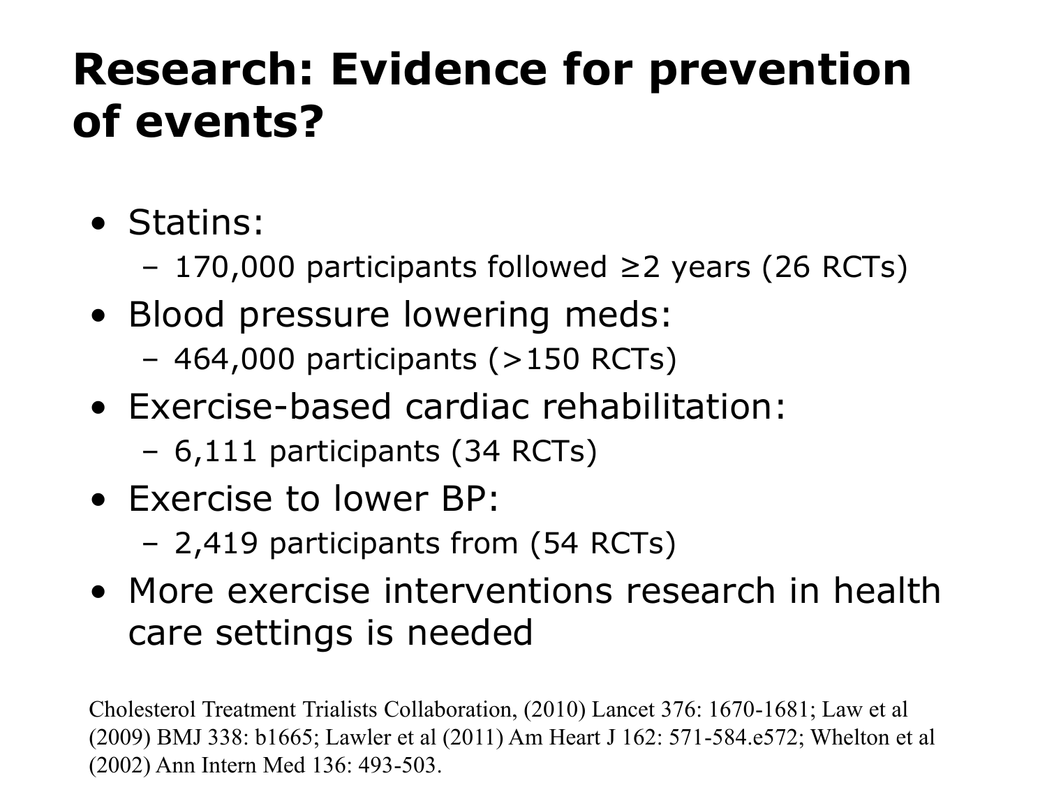# Research: Evidence for prevention of events?

- Statins:
  - 170,000 participants followed ≥2 years (26 RCTs)
- Blood pressure lowering meds:
  - 464,000 participants (>150 RCTs)
- Exercise-based cardiac rehabilitation:
  - 6,111 participants (34 RCTs)
- Exercise to lower BP:
  - 2,419 participants from (54 RCTs)
- More exercise interventions research in health care settings is needed

Cholesterol Treatment Trialists Collaboration, (2010) Lancet 376: 1670-1681; Law et al (2009) BMJ 338: b1665; Lawler et al (2011) Am Heart J 162: 571-584.e572; Whelton et al (2002) Ann Intern Med 136: 493-503.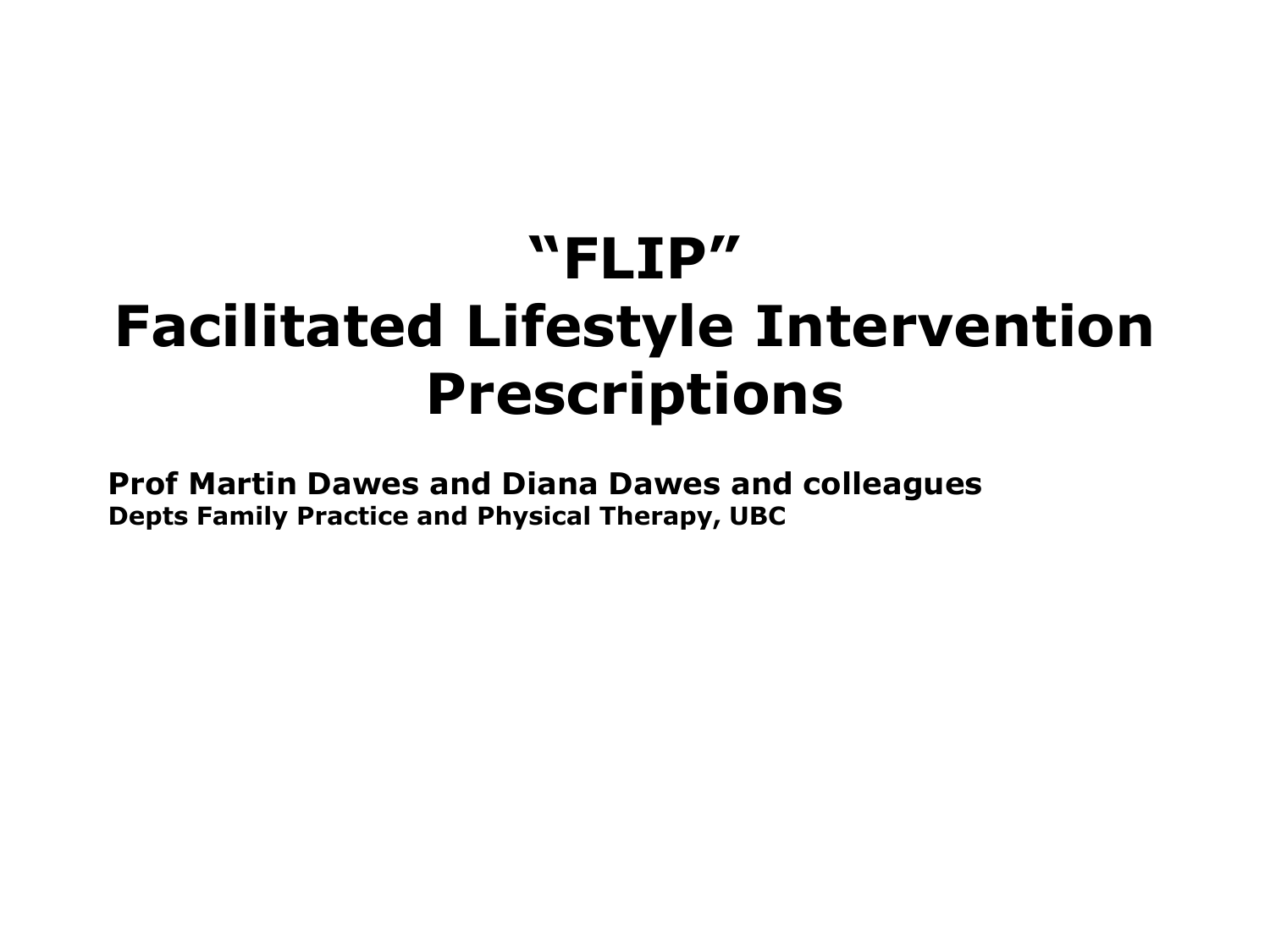# "FLIP"
# Facilitated Lifestyle Intervention Prescriptions

**Prof Martin Dawes and Diana Dawes and colleagues**
**Depts Family Practice and Physical Therapy, UBC**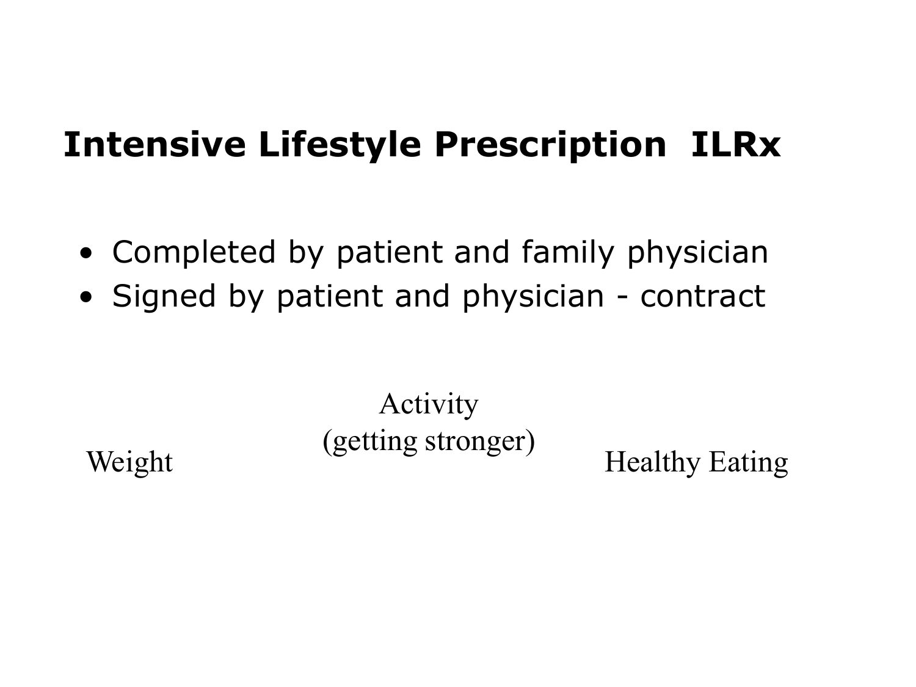# Intensive Lifestyle Prescription ILRx

- Completed by patient and family physician
- Signed by patient and physician - contract

Weight

Activity
(getting stronger)

Healthy Eating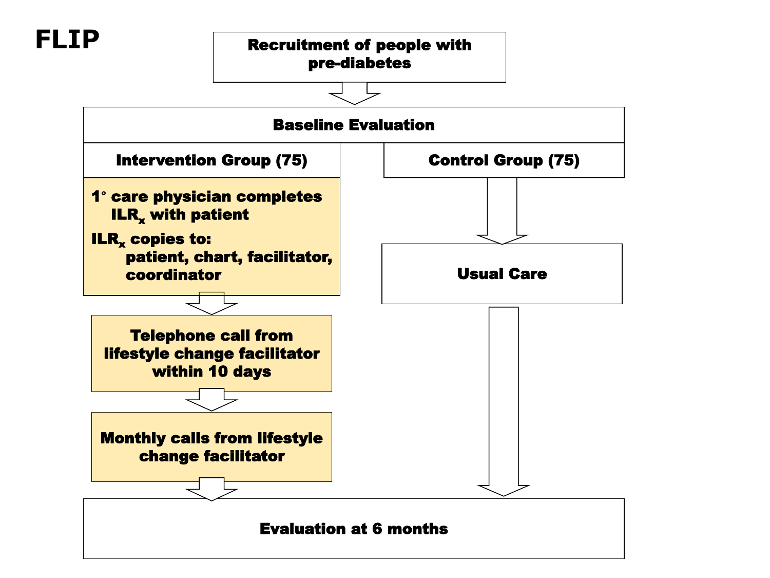# FLIP

**Recruitment of people with pre-diabetes**

**Baseline Evaluation**

**Intervention Group (75)**

**1° care physician completes $ILR_x$ with patient**

**$ILR_x$ copies to: patient, chart, facilitator, coordinator**

**Telephone call from lifestyle change facilitator within 10 days**

**Monthly calls from lifestyle change facilitator**

**Control Group (75)**

**Usual Care**

**Evaluation at 6 months**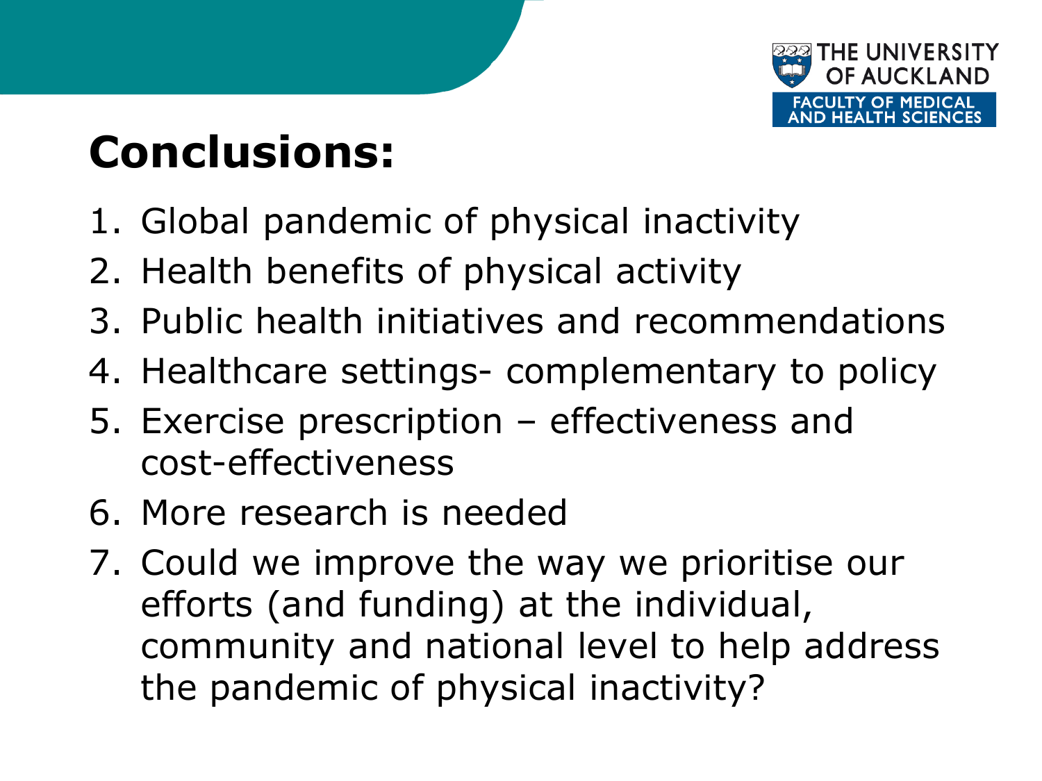## Conclusions:

1. Global pandemic of physical inactivity
2. Health benefits of physical activity
3. Public health initiatives and recommendations
4. Healthcare settings- complementary to policy
5. Exercise prescription – effectiveness and cost-effectiveness
6. More research is needed
7. Could we improve the way we prioritise our efforts (and funding) at the individual, community and national level to help address the pandemic of physical inactivity?